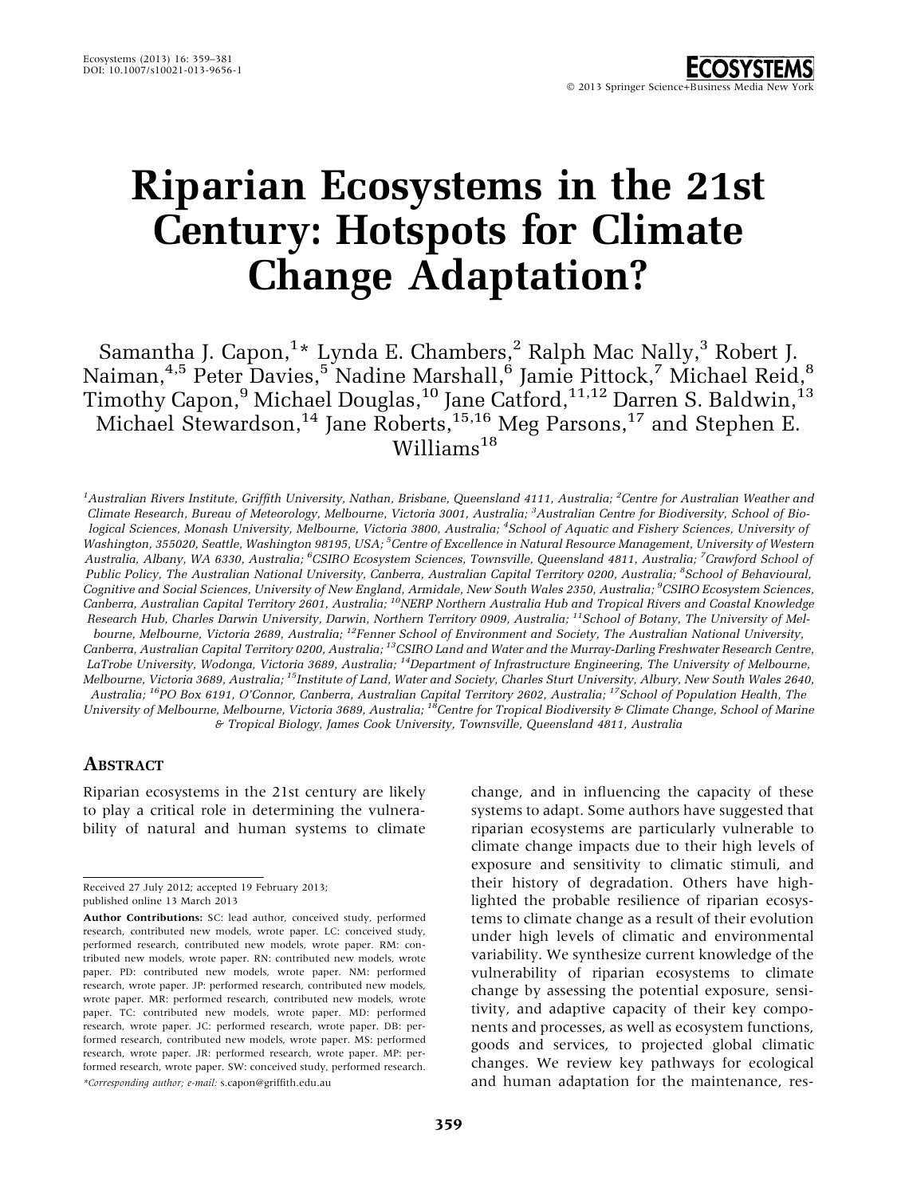# Riparian Ecosystems in the 21st Century: Hotspots for Climate Change Adaptation?

Samantha J. Capon,[1]* Lynda E. Chambers,[2] Ralph Mac Nally,[3] Robert J. Naiman,[4,5] Peter Davies,[5] Nadine Marshall,[6] Jamie Pittock,[7] Michael Reid,[8] Timothy Capon,[9] Michael Douglas,[10] Jane Catford,[11,12] Darren S. Baldwin,[13] Michael Stewardson,[14] Jane Roberts,[15,16] Meg Parsons,[17] and Stephen E. Williams[18]

*[1]Australian Rivers Institute, Griffith University, Nathan, Brisbane, Queensland 4111, Australia; [2]Centre for Australian Weather and Climate Research, Bureau of Meteorology, Melbourne, Victoria 3001, Australia; [3]Australian Centre for Biodiversity, School of Biological Sciences, Monash University, Melbourne, Victoria 3800, Australia; [4]School of Aquatic and Fishery Sciences, University of Washington, 355020, Seattle, Washington 98195, USA; [5]Centre of Excellence in Natural Resource Management, University of Western Australia, Albany, WA 6330, Australia; [6]CSIRO Ecosystem Sciences, Townsville, Queensland 4811, Australia; [7]Crawford School of Public Policy, The Australian National University, Canberra, Australian Capital Territory 0200, Australia; [8]School of Behavioural, Cognitive and Social Sciences, University of New England, Armidale, New South Wales 2350, Australia; [9]CSIRO Ecosystem Sciences, Canberra, Australian Capital Territory 2601, Australia; [10]NERP Northern Australia Hub and Tropical Rivers and Coastal Knowledge Research Hub, Charles Darwin University, Darwin, Northern Territory 0909, Australia; [11]School of Botany, The University of Melbourne, Melbourne, Victoria 2689, Australia; [12]Fenner School of Environment and Society, The Australian National University, Canberra, Australian Capital Territory 0200, Australia; [13]CSIRO Land and Water and the Murray-Darling Freshwater Research Centre, LaTrobe University, Wodonga, Victoria 3689, Australia; [14]Department of Infrastructure Engineering, The University of Melbourne, Melbourne, Victoria 3689, Australia; [15]Institute of Land, Water and Society, Charles Sturt University, Albury, New South Wales 2640, Australia; [16]PO Box 6191, O'Connor, Canberra, Australian Capital Territory 2602, Australia; [17]School of Population Health, The University of Melbourne, Melbourne, Victoria 3689, Australia; [18]Centre for Tropical Biodiversity & Climate Change, School of Marine & Tropical Biology, James Cook University, Townsville, Queensland 4811, Australia*

## Abstract

Riparian ecosystems in the 21st century are likely to play a critical role in determining the vulnerability of natural and human systems to climate change, and in influencing the capacity of these systems to adapt. Some authors have suggested that riparian ecosystems are particularly vulnerable to climate change impacts due to their high levels of exposure and sensitivity to climatic stimuli, and their history of degradation. Others have highlighted the probable resilience of riparian ecosystems to climate change as a result of their evolution under high levels of climatic and environmental variability. We synthesize current knowledge of the vulnerability of riparian ecosystems to climate change by assessing the potential exposure, sensitivity, and adaptive capacity of their key components and processes, as well as ecosystem functions, goods and services, to projected global climatic changes. We review key pathways for ecological and human adaptation for the maintenance, res-

---

Received 27 July 2012; accepted 19 February 2013; published online 13 March 2013

**Author Contributions:** SC: lead author, conceived study, performed research, contributed new models, wrote paper. LC: conceived study, performed research, contributed new models, wrote paper. RM: contributed new models, wrote paper. RN: contributed new models, wrote paper. PD: contributed new models, wrote paper. NM: performed research, wrote paper. JP: performed research, contributed new models, wrote paper. MR: performed research, contributed new models, wrote paper. TC: contributed new models, wrote paper. MD: performed research, wrote paper. JC: performed research, wrote paper. DB: performed research, contributed new models, wrote paper. MS: performed research, wrote paper. JR: performed research, wrote paper. MP: performed research, wrote paper. SW: conceived study, performed research.

*\*Corresponding author; e-mail:* s.capon@griffith.edu.au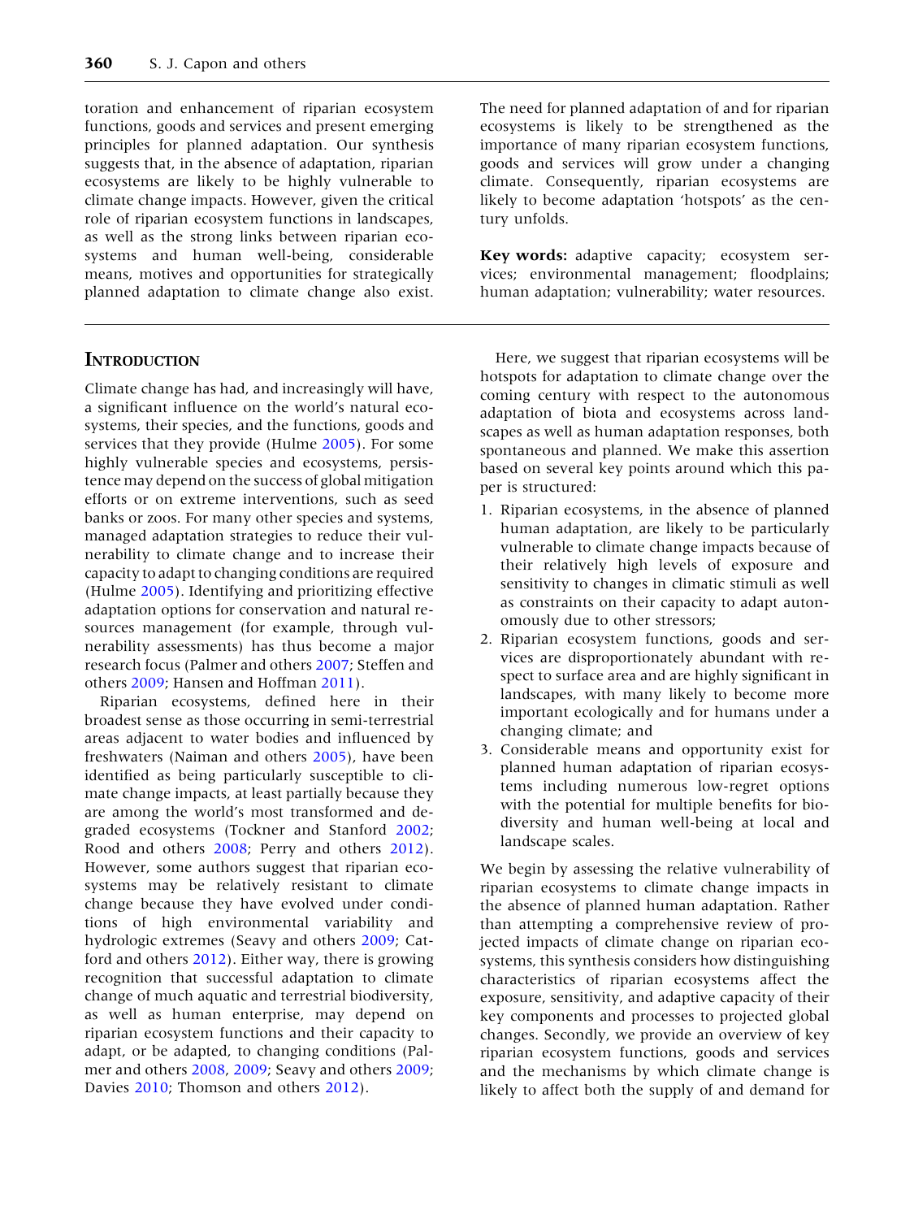toration and enhancement of riparian ecosystem functions, goods and services and present emerging principles for planned adaptation. Our synthesis suggests that, in the absence of adaptation, riparian ecosystems are likely to be highly vulnerable to climate change impacts. However, given the critical role of riparian ecosystem functions in landscapes, as well as the strong links between riparian ecosystems and human well-being, considerable means, motives and opportunities for strategically planned adaptation to climate change also exist. The need for planned adaptation of and for riparian ecosystems is likely to be strengthened as the importance of many riparian ecosystem functions, goods and services will grow under a changing climate. Consequently, riparian ecosystems are likely to become adaptation 'hotspots' as the century unfolds.

**Key words:** adaptive capacity; ecosystem services; environmental management; floodplains; human adaptation; vulnerability; water resources.

## Introduction

Climate change has had, and increasingly will have, a significant influence on the world's natural ecosystems, their species, and the functions, goods and services that they provide (Hulme 2005). For some highly vulnerable species and ecosystems, persistence may depend on the success of global mitigation efforts or on extreme interventions, such as seed banks or zoos. For many other species and systems, managed adaptation strategies to reduce their vulnerability to climate change and to increase their capacity to adapt to changing conditions are required (Hulme 2005). Identifying and prioritizing effective adaptation options for conservation and natural resources management (for example, through vulnerability assessments) has thus become a major research focus (Palmer and others 2007; Steffen and others 2009; Hansen and Hoffman 2011).

Riparian ecosystems, defined here in their broadest sense as those occurring in semi-terrestrial areas adjacent to water bodies and influenced by freshwaters (Naiman and others 2005), have been identified as being particularly susceptible to climate change impacts, at least partially because they are among the world's most transformed and degraded ecosystems (Tockner and Stanford 2002; Rood and others 2008; Perry and others 2012). However, some authors suggest that riparian ecosystems may be relatively resistant to climate change because they have evolved under conditions of high environmental variability and hydrologic extremes (Seavy and others 2009; Catford and others 2012). Either way, there is growing recognition that successful adaptation to climate change of much aquatic and terrestrial biodiversity, as well as human enterprise, may depend on riparian ecosystem functions and their capacity to adapt, or be adapted, to changing conditions (Palmer and others 2008, 2009; Seavy and others 2009; Davies 2010; Thomson and others 2012).

Here, we suggest that riparian ecosystems will be hotspots for adaptation to climate change over the coming century with respect to the autonomous adaptation of biota and ecosystems across landscapes as well as human adaptation responses, both spontaneous and planned. We make this assertion based on several key points around which this paper is structured:

1. Riparian ecosystems, in the absence of planned human adaptation, are likely to be particularly vulnerable to climate change impacts because of their relatively high levels of exposure and sensitivity to changes in climatic stimuli as well as constraints on their capacity to adapt autonomously due to other stressors;
2. Riparian ecosystem functions, goods and services are disproportionately abundant with respect to surface area and are highly significant in landscapes, with many likely to become more important ecologically and for humans under a changing climate; and
3. Considerable means and opportunity exist for planned human adaptation of riparian ecosystems including numerous low-regret options with the potential for multiple benefits for biodiversity and human well-being at local and landscape scales.

We begin by assessing the relative vulnerability of riparian ecosystems to climate change impacts in the absence of planned human adaptation. Rather than attempting a comprehensive review of projected impacts of climate change on riparian ecosystems, this synthesis considers how distinguishing characteristics of riparian ecosystems affect the exposure, sensitivity, and adaptive capacity of their key components and processes to projected global changes. Secondly, we provide an overview of key riparian ecosystem functions, goods and services and the mechanisms by which climate change is likely to affect both the supply of and demand for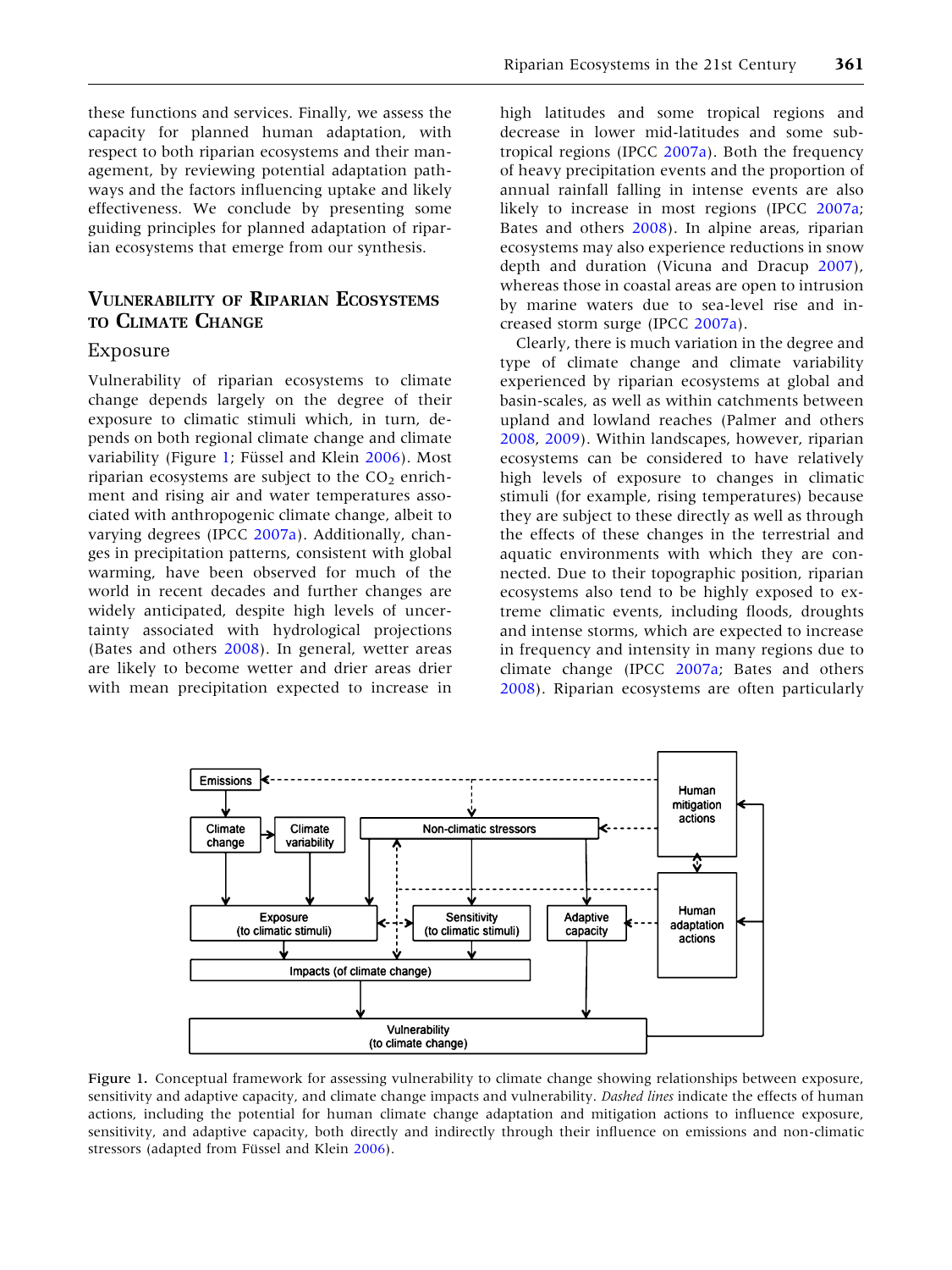these functions and services. Finally, we assess the capacity for planned human adaptation, with respect to both riparian ecosystems and their management, by reviewing potential adaptation pathways and the factors influencing uptake and likely effectiveness. We conclude by presenting some guiding principles for planned adaptation of riparian ecosystems that emerge from our synthesis.

## Vulnerability of Riparian Ecosystems to Climate Change

### Exposure

Vulnerability of riparian ecosystems to climate change depends largely on the degree of their exposure to climatic stimuli which, in turn, depends on both regional climate change and climate variability (Figure 1; Füssel and Klein 2006). Most riparian ecosystems are subject to the $CO_2$ enrichment and rising air and water temperatures associated with anthropogenic climate change, albeit to varying degrees (IPCC 2007a). Additionally, changes in precipitation patterns, consistent with global warming, have been observed for much of the world in recent decades and further changes are widely anticipated, despite high levels of uncertainty associated with hydrological projections (Bates and others 2008). In general, wetter areas are likely to become wetter and drier areas drier with mean precipitation expected to increase in high latitudes and some tropical regions and decrease in lower mid-latitudes and some subtropical regions (IPCC 2007a). Both the frequency of heavy precipitation events and the proportion of annual rainfall falling in intense events are also likely to increase in most regions (IPCC 2007a; Bates and others 2008). In alpine areas, riparian ecosystems may also experience reductions in snow depth and duration (Vicuna and Dracup 2007), whereas those in coastal areas are open to intrusion by marine waters due to sea-level rise and increased storm surge (IPCC 2007a).

Clearly, there is much variation in the degree and type of climate change and climate variability experienced by riparian ecosystems at global and basin-scales, as well as within catchments between upland and lowland reaches (Palmer and others 2008, 2009). Within landscapes, however, riparian ecosystems can be considered to have relatively high levels of exposure to changes in climatic stimuli (for example, rising temperatures) because they are subject to these directly as well as through the effects of these changes in the terrestrial and aquatic environments with which they are connected. Due to their topographic position, riparian ecosystems also tend to be highly exposed to extreme climatic events, including floods, droughts and intense storms, which are expected to increase in frequency and intensity in many regions due to climate change (IPCC 2007a; Bates and others 2008). Riparian ecosystems are often particularly

Figure 1. Conceptual framework for assessing vulnerability to climate change showing relationships between exposure, sensitivity and adaptive capacity, and climate change impacts and vulnerability. *Dashed lines* indicate the effects of human actions, including the potential for human climate change adaptation and mitigation actions to influence exposure, sensitivity, and adaptive capacity, both directly and indirectly through their influence on emissions and non-climatic stressors (adapted from Füssel and Klein 2006).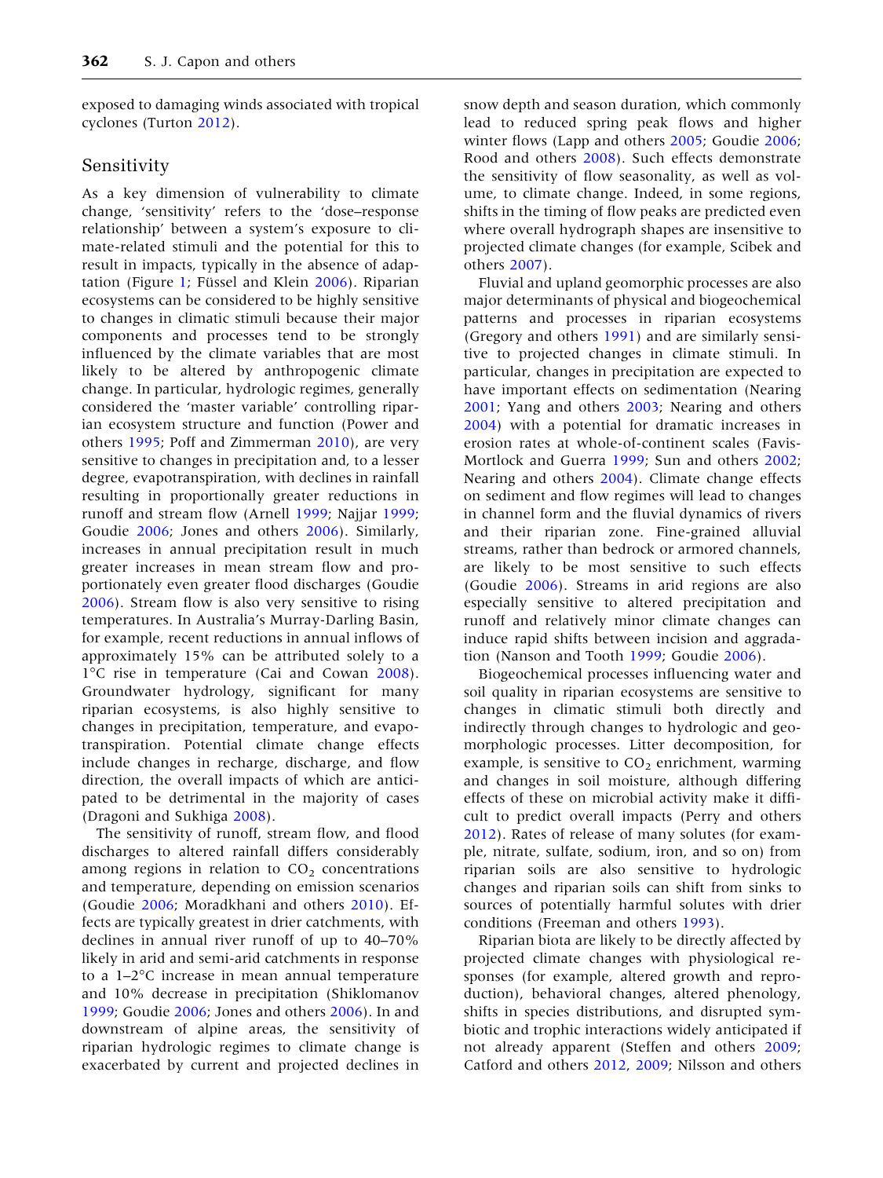exposed to damaging winds associated with tropical cyclones (Turton 2012).

## Sensitivity

As a key dimension of vulnerability to climate change, 'sensitivity' refers to the 'dose–response relationship' between a system's exposure to climate-related stimuli and the potential for this to result in impacts, typically in the absence of adaptation (Figure 1; Füssel and Klein 2006). Riparian ecosystems can be considered to be highly sensitive to changes in climatic stimuli because their major components and processes tend to be strongly influenced by the climate variables that are most likely to be altered by anthropogenic climate change. In particular, hydrologic regimes, generally considered the 'master variable' controlling riparian ecosystem structure and function (Power and others 1995; Poff and Zimmerman 2010), are very sensitive to changes in precipitation and, to a lesser degree, evapotranspiration, with declines in rainfall resulting in proportionally greater reductions in runoff and stream flow (Arnell 1999; Najjar 1999; Goudie 2006; Jones and others 2006). Similarly, increases in annual precipitation result in much greater increases in mean stream flow and proportionately even greater flood discharges (Goudie 2006). Stream flow is also very sensitive to rising temperatures. In Australia's Murray-Darling Basin, for example, recent reductions in annual inflows of approximately 15% can be attributed solely to a 1°C rise in temperature (Cai and Cowan 2008). Groundwater hydrology, significant for many riparian ecosystems, is also highly sensitive to changes in precipitation, temperature, and evapotranspiration. Potential climate change effects include changes in recharge, discharge, and flow direction, the overall impacts of which are anticipated to be detrimental in the majority of cases (Dragoni and Sukhiga 2008).

The sensitivity of runoff, stream flow, and flood discharges to altered rainfall differs considerably among regions in relation to $CO_2$ concentrations and temperature, depending on emission scenarios (Goudie 2006; Moradkhani and others 2010). Effects are typically greatest in drier catchments, with declines in annual river runoff of up to 40–70% likely in arid and semi-arid catchments in response to a 1–2°C increase in mean annual temperature and 10% decrease in precipitation (Shiklomanov 1999; Goudie 2006; Jones and others 2006). In and downstream of alpine areas, the sensitivity of riparian hydrologic regimes to climate change is exacerbated by current and projected declines in snow depth and season duration, which commonly lead to reduced spring peak flows and higher winter flows (Lapp and others 2005; Goudie 2006; Rood and others 2008). Such effects demonstrate the sensitivity of flow seasonality, as well as volume, to climate change. Indeed, in some regions, shifts in the timing of flow peaks are predicted even where overall hydrograph shapes are insensitive to projected climate changes (for example, Scibek and others 2007).

Fluvial and upland geomorphic processes are also major determinants of physical and biogeochemical patterns and processes in riparian ecosystems (Gregory and others 1991) and are similarly sensitive to projected changes in climate stimuli. In particular, changes in precipitation are expected to have important effects on sedimentation (Nearing 2001; Yang and others 2003; Nearing and others 2004) with a potential for dramatic increases in erosion rates at whole-of-continent scales (Favis-Mortlock and Guerra 1999; Sun and others 2002; Nearing and others 2004). Climate change effects on sediment and flow regimes will lead to changes in channel form and the fluvial dynamics of rivers and their riparian zone. Fine-grained alluvial streams, rather than bedrock or armored channels, are likely to be most sensitive to such effects (Goudie 2006). Streams in arid regions are also especially sensitive to altered precipitation and runoff and relatively minor climate changes can induce rapid shifts between incision and aggradation (Nanson and Tooth 1999; Goudie 2006).

Biogeochemical processes influencing water and soil quality in riparian ecosystems are sensitive to changes in climatic stimuli both directly and indirectly through changes to hydrologic and geomorphologic processes. Litter decomposition, for example, is sensitive to $CO_2$ enrichment, warming and changes in soil moisture, although differing effects of these on microbial activity make it difficult to predict overall impacts (Perry and others 2012). Rates of release of many solutes (for example, nitrate, sulfate, sodium, iron, and so on) from riparian soils are also sensitive to hydrologic changes and riparian soils can shift from sinks to sources of potentially harmful solutes with drier conditions (Freeman and others 1993).

Riparian biota are likely to be directly affected by projected climate changes with physiological responses (for example, altered growth and reproduction), behavioral changes, altered phenology, shifts in species distributions, and disrupted symbiotic and trophic interactions widely anticipated if not already apparent (Steffen and others 2009; Catford and others 2012, 2009; Nilsson and others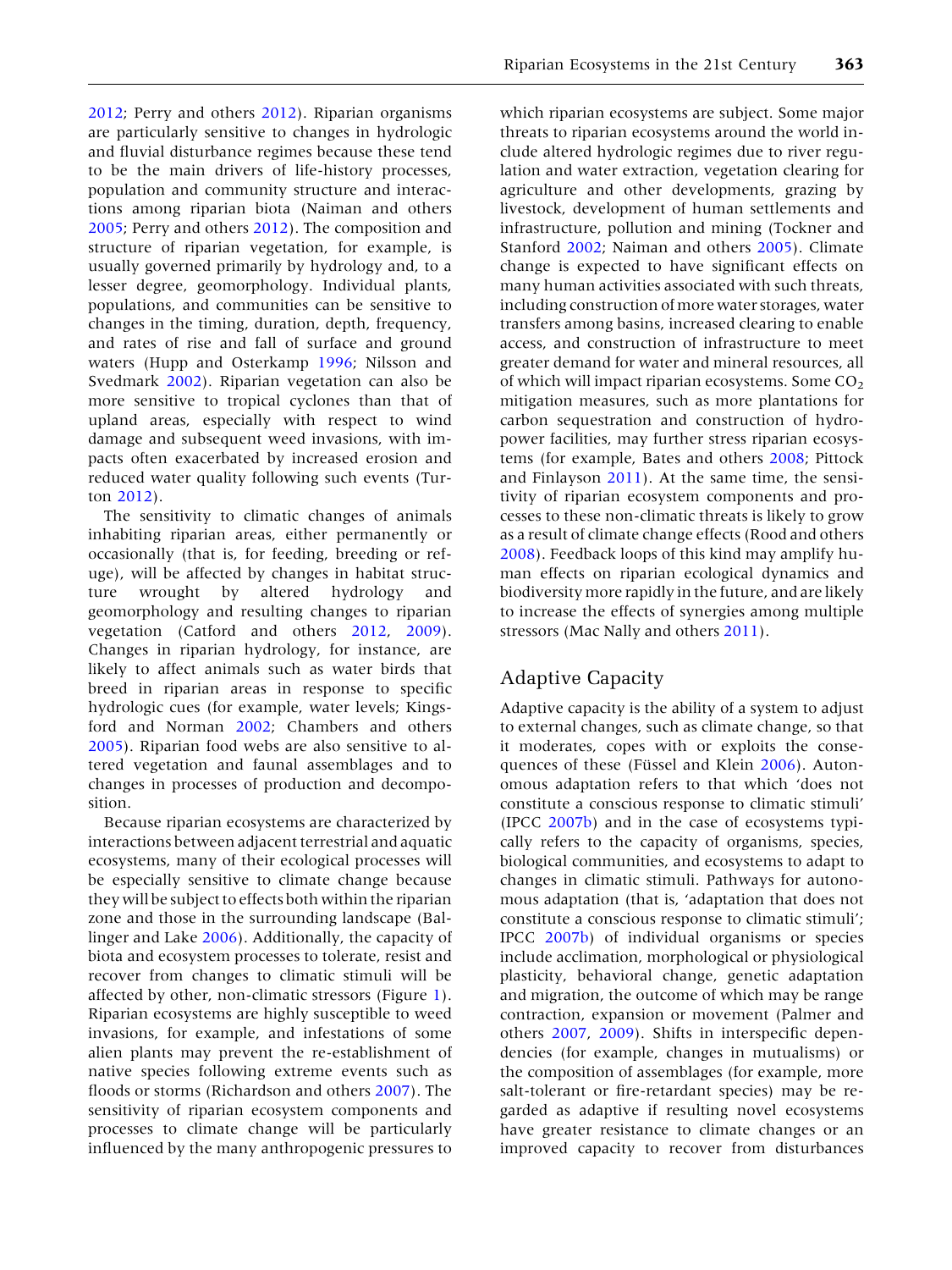2012; Perry and others 2012). Riparian organisms are particularly sensitive to changes in hydrologic and fluvial disturbance regimes because these tend to be the main drivers of life-history processes, population and community structure and interactions among riparian biota (Naiman and others 2005; Perry and others 2012). The composition and structure of riparian vegetation, for example, is usually governed primarily by hydrology and, to a lesser degree, geomorphology. Individual plants, populations, and communities can be sensitive to changes in the timing, duration, depth, frequency, and rates of rise and fall of surface and ground waters (Hupp and Osterkamp 1996; Nilsson and Svedmark 2002). Riparian vegetation can also be more sensitive to tropical cyclones than that of upland areas, especially with respect to wind damage and subsequent weed invasions, with impacts often exacerbated by increased erosion and reduced water quality following such events (Turton 2012).

The sensitivity to climatic changes of animals inhabiting riparian areas, either permanently or occasionally (that is, for feeding, breeding or refuge), will be affected by changes in habitat structure wrought by altered hydrology and geomorphology and resulting changes to riparian vegetation (Catford and others 2012, 2009). Changes in riparian hydrology, for instance, are likely to affect animals such as water birds that breed in riparian areas in response to specific hydrologic cues (for example, water levels; Kingsford and Norman 2002; Chambers and others 2005). Riparian food webs are also sensitive to altered vegetation and faunal assemblages and to changes in processes of production and decomposition.

Because riparian ecosystems are characterized by interactions between adjacent terrestrial and aquatic ecosystems, many of their ecological processes will be especially sensitive to climate change because they will be subject to effects both within the riparian zone and those in the surrounding landscape (Ballinger and Lake 2006). Additionally, the capacity of biota and ecosystem processes to tolerate, resist and recover from changes to climatic stimuli will be affected by other, non-climatic stressors (Figure 1). Riparian ecosystems are highly susceptible to weed invasions, for example, and infestations of some alien plants may prevent the re-establishment of native species following extreme events such as floods or storms (Richardson and others 2007). The sensitivity of riparian ecosystem components and processes to climate change will be particularly influenced by the many anthropogenic pressures to which riparian ecosystems are subject. Some major threats to riparian ecosystems around the world include altered hydrologic regimes due to river regulation and water extraction, vegetation clearing for agriculture and other developments, grazing by livestock, development of human settlements and infrastructure, pollution and mining (Tockner and Stanford 2002; Naiman and others 2005). Climate change is expected to have significant effects on many human activities associated with such threats, including construction of more water storages, water transfers among basins, increased clearing to enable access, and construction of infrastructure to meet greater demand for water and mineral resources, all of which will impact riparian ecosystems. Some $CO_2$ mitigation measures, such as more plantations for carbon sequestration and construction of hydropower facilities, may further stress riparian ecosystems (for example, Bates and others 2008; Pittock and Finlayson 2011). At the same time, the sensitivity of riparian ecosystem components and processes to these non-climatic threats is likely to grow as a result of climate change effects (Rood and others 2008). Feedback loops of this kind may amplify human effects on riparian ecological dynamics and biodiversity more rapidly in the future, and are likely to increase the effects of synergies among multiple stressors (Mac Nally and others 2011).

## Adaptive Capacity

Adaptive capacity is the ability of a system to adjust to external changes, such as climate change, so that it moderates, copes with or exploits the consequences of these (Füssel and Klein 2006). Autonomous adaptation refers to that which 'does not constitute a conscious response to climatic stimuli' (IPCC 2007b) and in the case of ecosystems typically refers to the capacity of organisms, species, biological communities, and ecosystems to adapt to changes in climatic stimuli. Pathways for autonomous adaptation (that is, 'adaptation that does not constitute a conscious response to climatic stimuli'; IPCC 2007b) of individual organisms or species include acclimation, morphological or physiological plasticity, behavioral change, genetic adaptation and migration, the outcome of which may be range contraction, expansion or movement (Palmer and others 2007, 2009). Shifts in interspecific dependencies (for example, changes in mutualisms) or the composition of assemblages (for example, more salt-tolerant or fire-retardant species) may be regarded as adaptive if resulting novel ecosystems have greater resistance to climate changes or an improved capacity to recover from disturbances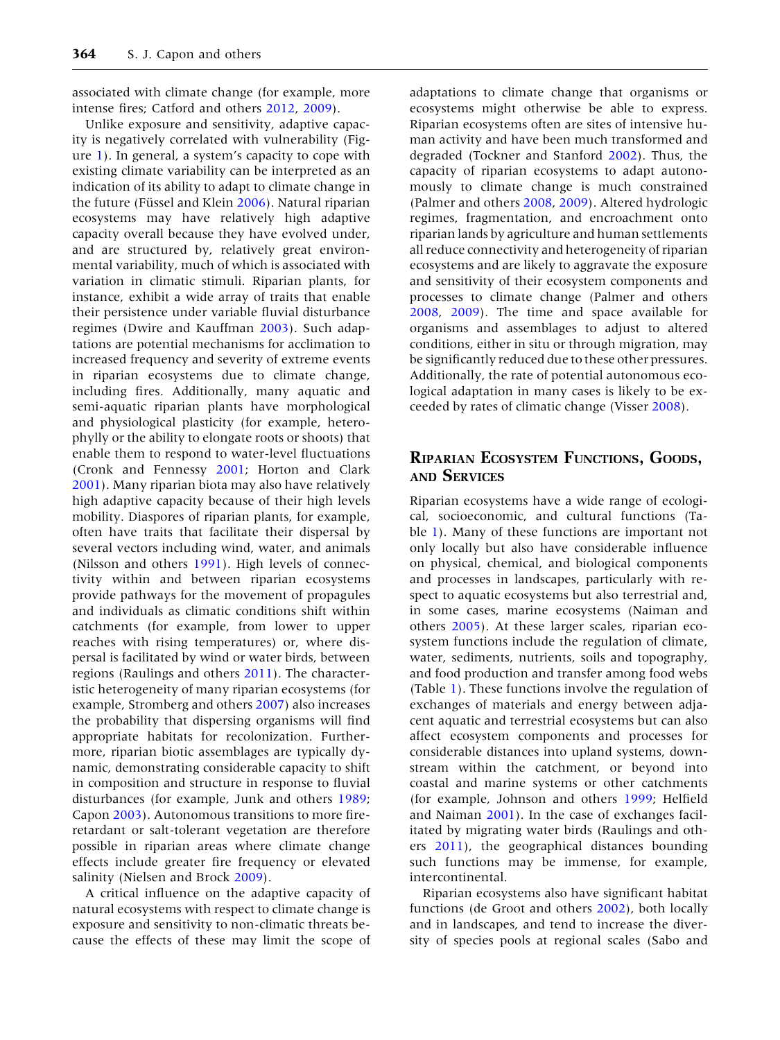associated with climate change (for example, more intense fires; Catford and others 2012, 2009).

Unlike exposure and sensitivity, adaptive capacity is negatively correlated with vulnerability (Figure 1). In general, a system's capacity to cope with existing climate variability can be interpreted as an indication of its ability to adapt to climate change in the future (Füssel and Klein 2006). Natural riparian ecosystems may have relatively high adaptive capacity overall because they have evolved under, and are structured by, relatively great environmental variability, much of which is associated with variation in climatic stimuli. Riparian plants, for instance, exhibit a wide array of traits that enable their persistence under variable fluvial disturbance regimes (Dwire and Kauffman 2003). Such adaptations are potential mechanisms for acclimation to increased frequency and severity of extreme events in riparian ecosystems due to climate change, including fires. Additionally, many aquatic and semi-aquatic riparian plants have morphological and physiological plasticity (for example, heterophylly or the ability to elongate roots or shoots) that enable them to respond to water-level fluctuations (Cronk and Fennessy 2001; Horton and Clark 2001). Many riparian biota may also have relatively high adaptive capacity because of their high levels mobility. Diaspores of riparian plants, for example, often have traits that facilitate their dispersal by several vectors including wind, water, and animals (Nilsson and others 1991). High levels of connectivity within and between riparian ecosystems provide pathways for the movement of propagules and individuals as climatic conditions shift within catchments (for example, from lower to upper reaches with rising temperatures) or, where dispersal is facilitated by wind or water birds, between regions (Raulings and others 2011). The characteristic heterogeneity of many riparian ecosystems (for example, Stromberg and others 2007) also increases the probability that dispersing organisms will find appropriate habitats for recolonization. Furthermore, riparian biotic assemblages are typically dynamic, demonstrating considerable capacity to shift in composition and structure in response to fluvial disturbances (for example, Junk and others 1989; Capon 2003). Autonomous transitions to more fire-retardant or salt-tolerant vegetation are therefore possible in riparian areas where climate change effects include greater fire frequency or elevated salinity (Nielsen and Brock 2009).

A critical influence on the adaptive capacity of natural ecosystems with respect to climate change is exposure and sensitivity to non-climatic threats because the effects of these may limit the scope of adaptations to climate change that organisms or ecosystems might otherwise be able to express. Riparian ecosystems often are sites of intensive human activity and have been much transformed and degraded (Tockner and Stanford 2002). Thus, the capacity of riparian ecosystems to adapt autonomously to climate change is much constrained (Palmer and others 2008, 2009). Altered hydrologic regimes, fragmentation, and encroachment onto riparian lands by agriculture and human settlements all reduce connectivity and heterogeneity of riparian ecosystems and are likely to aggravate the exposure and sensitivity of their ecosystem components and processes to climate change (Palmer and others 2008, 2009). The time and space available for organisms and assemblages to adjust to altered conditions, either in situ or through migration, may be significantly reduced due to these other pressures. Additionally, the rate of potential autonomous ecological adaptation in many cases is likely to be exceeded by rates of climatic change (Visser 2008).

## Riparian Ecosystem Functions, Goods, and Services

Riparian ecosystems have a wide range of ecological, socioeconomic, and cultural functions (Table 1). Many of these functions are important not only locally but also have considerable influence on physical, chemical, and biological components and processes in landscapes, particularly with respect to aquatic ecosystems but also terrestrial and, in some cases, marine ecosystems (Naiman and others 2005). At these larger scales, riparian ecosystem functions include the regulation of climate, water, sediments, nutrients, soils and topography, and food production and transfer among food webs (Table 1). These functions involve the regulation of exchanges of materials and energy between adjacent aquatic and terrestrial ecosystems but can also affect ecosystem components and processes for considerable distances into upland systems, downstream within the catchment, or beyond into coastal and marine systems or other catchments (for example, Johnson and others 1999; Helfield and Naiman 2001). In the case of exchanges facilitated by migrating water birds (Raulings and others 2011), the geographical distances bounding such functions may be immense, for example, intercontinental.

Riparian ecosystems also have significant habitat functions (de Groot and others 2002), both locally and in landscapes, and tend to increase the diversity of species pools at regional scales (Sabo and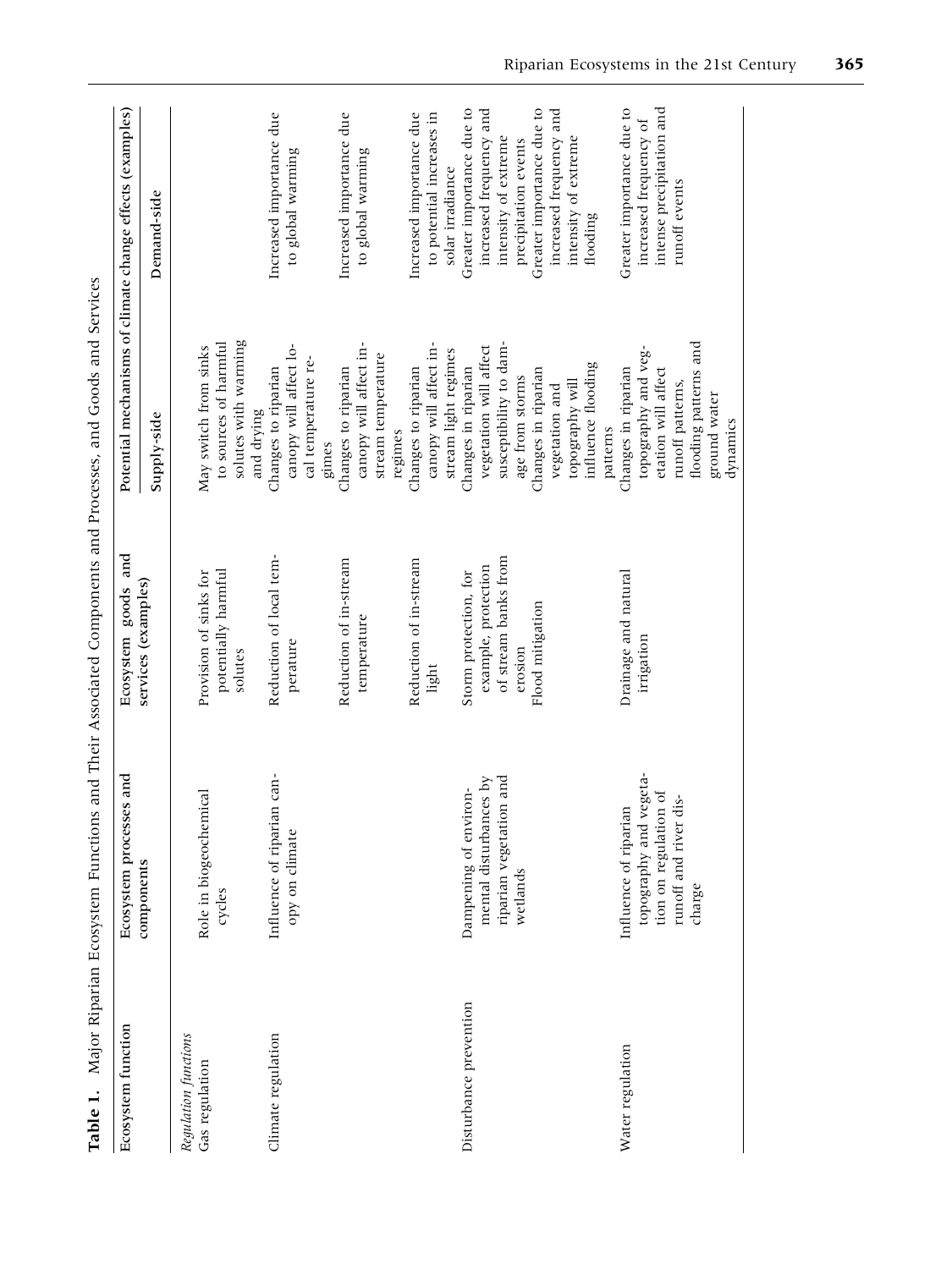**Table 1.** Major Riparian Ecosystem Functions and Their Associated Components and Processes, and Goods and Services

| Ecosystem function | Ecosystem processes and components | Ecosystem goods and services (examples) | Potential mechanisms of climate change effects (examples) | |
|---|---|---|---|---|
| | | | Supply-side | Demand-side |
| *Regulation functions* | | | | |
| Gas regulation | Role in biogeochemical cycles | Provision of sinks for potentially harmful solutes | May switch from sinks to sources of harmful solutes with warming and drying | |
| Climate regulation | Influence of riparian canopy on climate | Reduction of local temperature | Changes to riparian canopy will affect local temperature regimes | Increased importance due to global warming |
| | | Reduction of in-stream temperature | Changes to riparian canopy will affect in-stream temperature regimes | Increased importance due to global warming |
| | | Reduction of in-stream light | Changes to riparian canopy will affect in-stream light regimes | Increased importance due to potential increases in solar irradiance |
| Disturbance prevention | Dampening of environmental disturbances by riparian vegetation and wetlands | Storm protection, for example, protection of stream banks from erosion | Changes in riparian vegetation will affect susceptibility to damage from storms | Greater importance due to increased frequency and intensity of extreme precipitation events |
| | | Flood mitigation | Changes in riparian vegetation and topography will influence flooding patterns | Greater importance due to increased frequency and intensity of extreme flooding |
| Water regulation | Influence of riparian topography and vegetation on regulation of runoff and river discharge | Drainage and natural irrigation | Changes in riparian topography and vegetation will affect runoff patterns, flooding patterns and ground water dynamics | Greater importance due to increased frequency of intense precipitation and runoff events |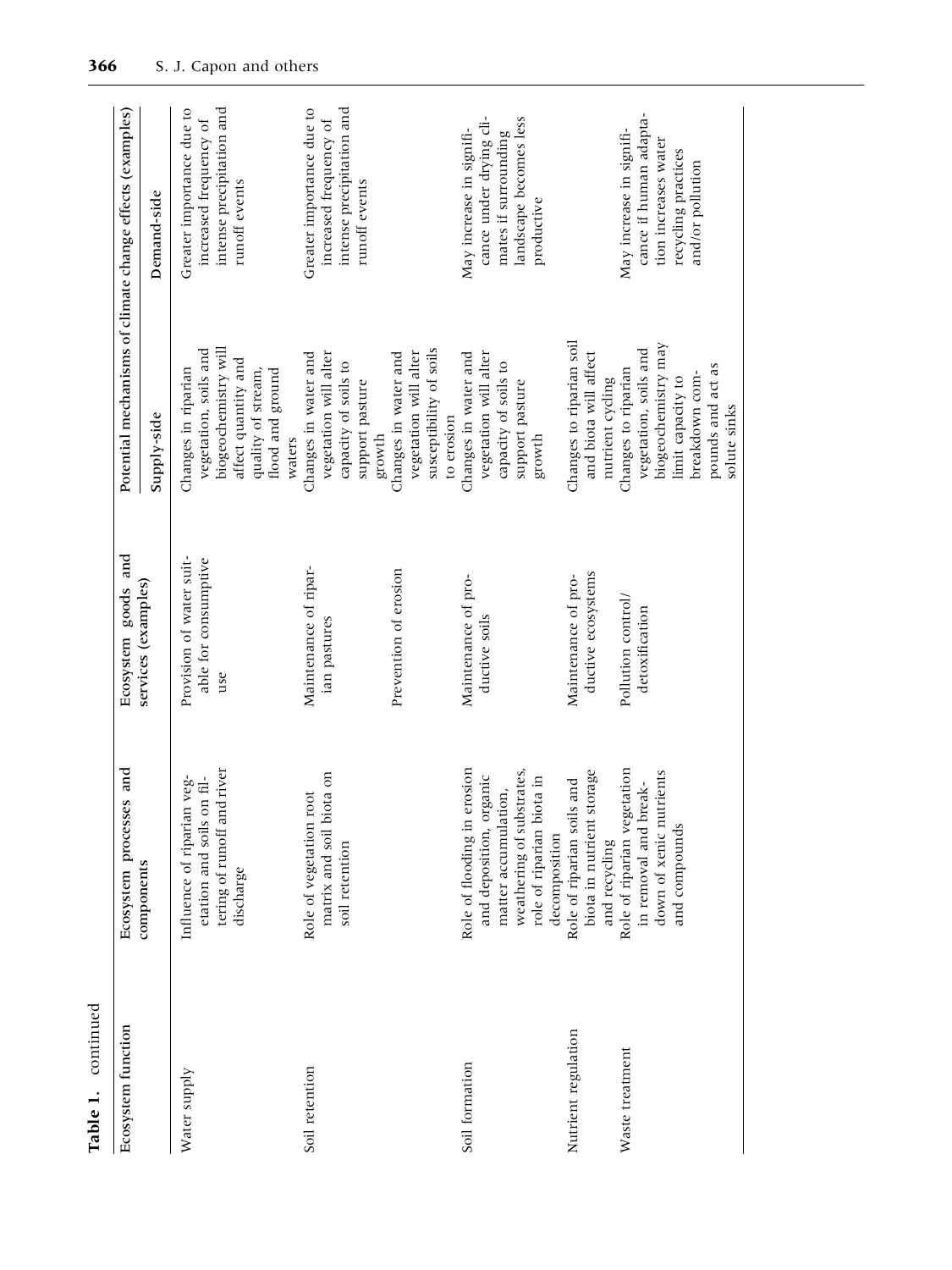**Table 1.** continued

| Ecosystem function | Ecosystem processes and components | Ecosystem goods and services (examples) | Potential mechanisms of climate change effects (examples) | |
|---|---|---|---|---|
| | | | Supply-side | Demand-side |
| Water supply | Influence of riparian vegetation and soils on filtering of runoff and river discharge | Provision of water suitable for consumptive use | Changes in riparian vegetation, soils and biogeochemistry will affect quantity and quality of stream, flood and ground waters | Greater importance due to increased frequency of intense precipitation and runoff events |
| Soil retention | Role of vegetation root matrix and soil biota on soil retention | Maintenance of riparian pastures | Changes in water and vegetation will alter capacity of soils to support pasture growth | Greater importance due to increased frequency of intense precipitation and runoff events |
| | | Prevention of erosion | Changes in water and vegetation will alter susceptibility of soils to erosion | |
| Soil formation | Role of flooding in erosion and deposition, organic matter accumulation, weathering of substrates, role of riparian biota in decomposition | Maintenance of productive soils | Changes in water and vegetation will alter capacity of soils to support pasture growth | May increase in significance under drying climates if surrounding landscape becomes less productive |
| Nutrient regulation | Role of riparian soils and biota in nutrient storage and recycling | Maintenance of productive ecosystems | Changes to riparian soil and biota will affect nutrient cycling | |
| Waste treatment | Role of riparian vegetation in removal and breakdown of xenic nutrients and compounds | Pollution control/detoxification | Changes to riparian vegetation, soils and biogeochemistry may limit capacity to breakdown compounds and act as solute sinks | May increase in significance if human adaptation increases water recycling practices and/or pollution |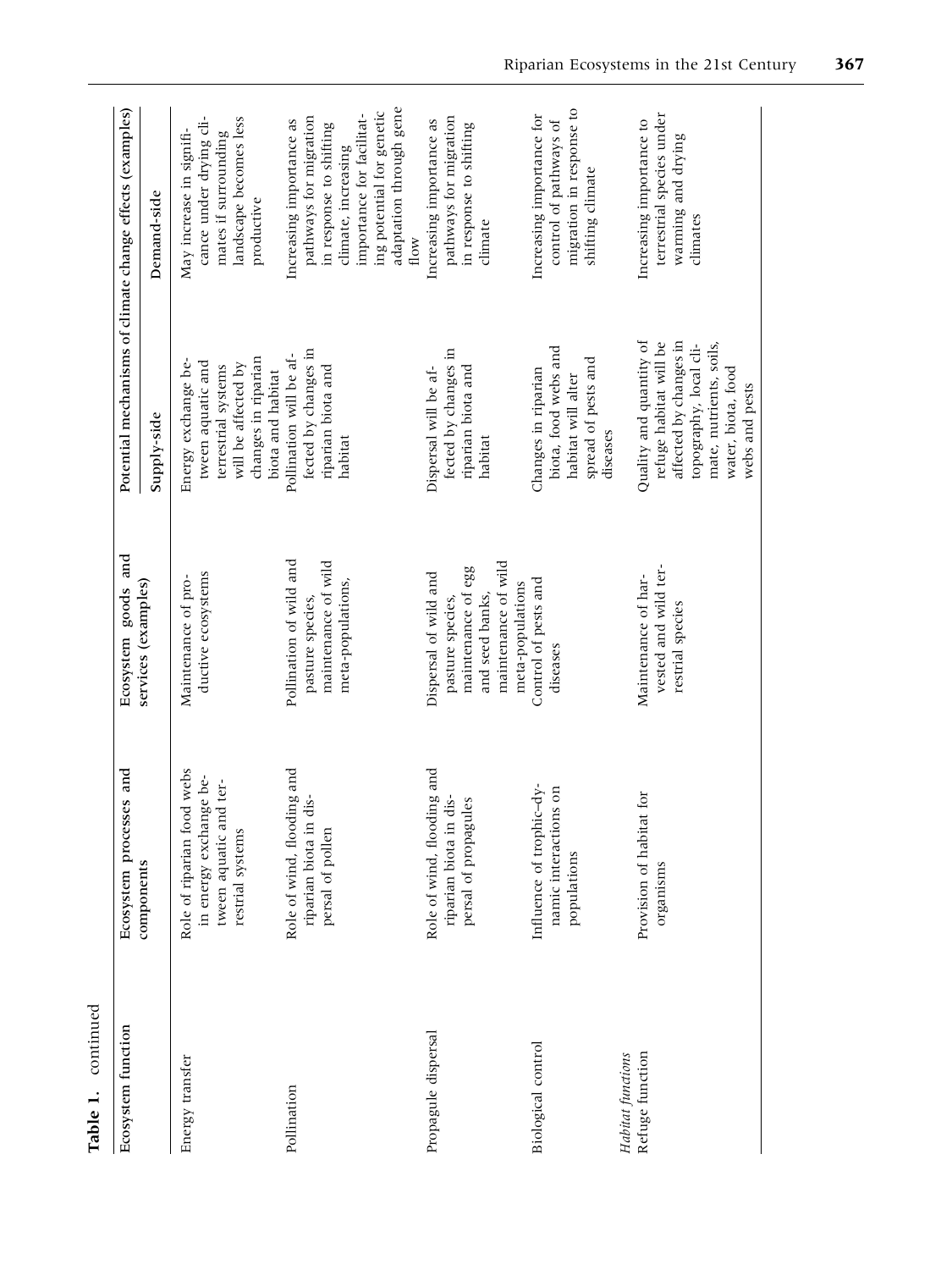**Table 1.** continued

| Ecosystem function | Ecosystem processes and components | Ecosystem goods and services (examples) | Potential mechanisms of climate change effects (examples) | |
|---|---|---|---|---|
| | | | Supply-side | Demand-side |
| Energy transfer | Role of riparian food webs in energy exchange between aquatic and terrestrial systems | Maintenance of productive ecosystems | Energy exchange between aquatic and terrestrial systems will be affected by changes in riparian biota and habitat | May increase in significance under drying climates if surrounding landscape becomes less productive |
| Pollination | Role of wind, flooding and riparian biota in dispersal of pollen | Pollination of wild and pasture species, maintenance of wild meta-populations, | Pollination will be affected by changes in riparian biota and habitat | Increasing importance as pathways for migration in response to shifting climate, increasing importance for facilitating potential for genetic adaptation through gene flow |
| Propagule dispersal | Role of wind, flooding and riparian biota in dispersal of propagules | Dispersal of wild and pasture species, maintenance of egg and seed banks, maintenance of wild meta-populations | Dispersal will be affected by changes in riparian biota and habitat | Increasing importance as pathways for migration in response to shifting climate |
| Biological control | Influence of trophic-dynamic interactions on populations | Control of pests and diseases | Changes in riparian biota, food webs and habitat will alter spread of pests and diseases | Increasing importance for control of pathways of migration in response to shifting climate |
| *Habitat functions* | | | | |
| Refuge function | Provision of habitat for organisms | Maintenance of harvested and wild terrestrial species | Quality and quantity of refuge habitat will be affected by changes in topography, local climate, nutrients, soils, water, biota, food webs and pests | Increasing importance to terrestrial species under warming and drying climates |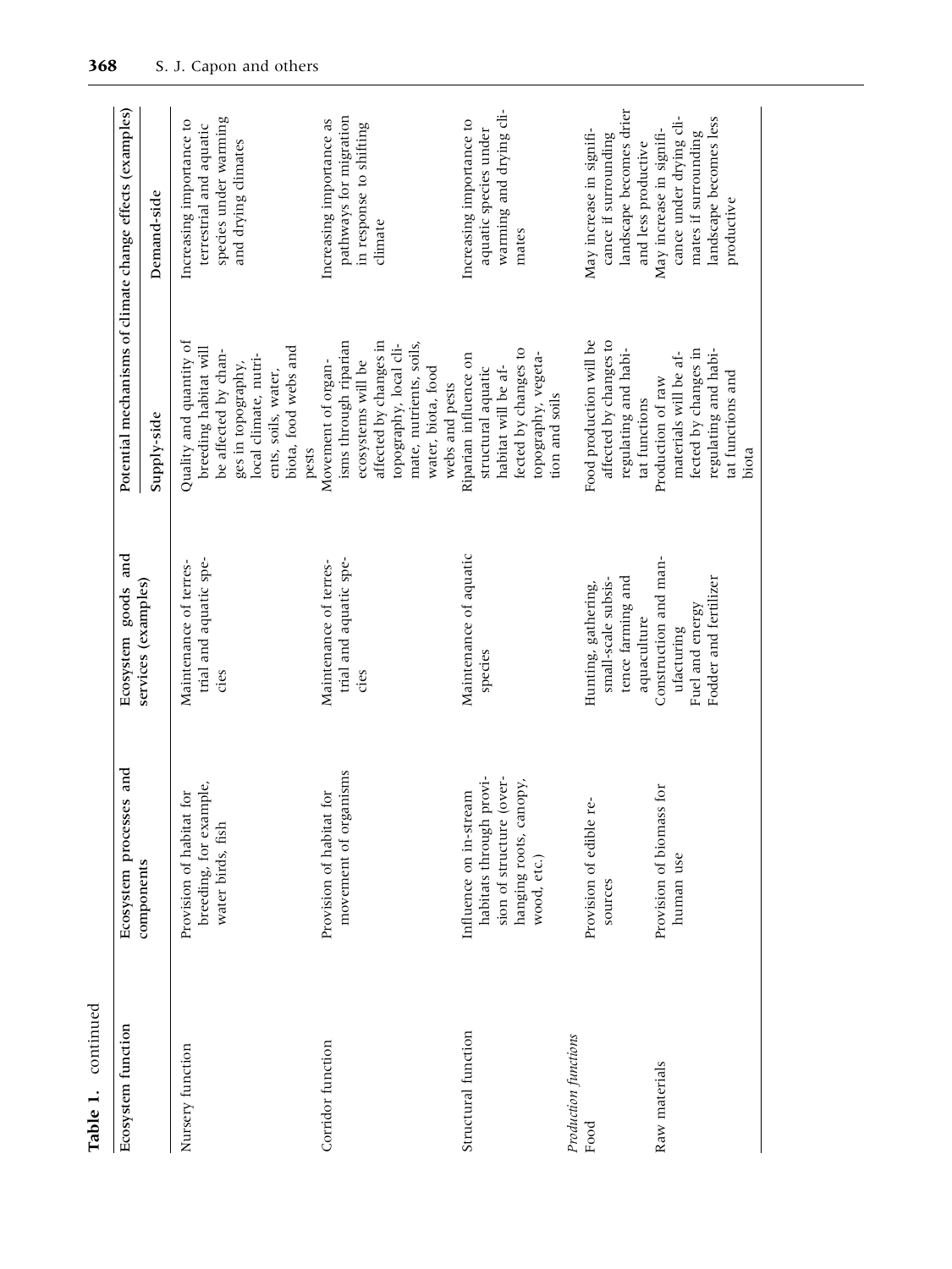**Table 1.** continued

| Ecosystem function | Ecosystem processes and components | Ecosystem goods and services (examples) | Potential mechanisms of climate change effects (examples) | |
|---|---|---|---|---|
| | | | Supply-side | Demand-side |
| Nursery function | Provision of habitat for breeding, for example, water birds, fish | Maintenance of terrestrial and aquatic species | Quality and quantity of breeding habitat will be affected by changes in topography, local climate, nutrients, soils, water, biota, food webs and pests | Increasing importance to terrestrial and aquatic species under warming and drying climates |
| Corridor function | Provision of habitat for movement of organisms | Maintenance of terrestrial and aquatic species | Movement of organisms through riparian ecosystems will be affected by changes in topography, local climate, nutrients, soils, water, biota, food webs and pests | Increasing importance as pathways for migration in response to shifting climate |
| Structural function | Influence on in-stream habitats through provision of structure (overhanging roots, canopy, wood, etc.) | Maintenance of aquatic species | Riparian influence on structural aquatic habitat will be affected by changes to topography, vegetation and soils | Increasing importance to aquatic species under warming and drying climates |
| *Production functions* | | | | |
| Food | Provision of edible resources | Hunting, gathering, small-scale subsistence farming and aquaculture | Food production will be affected by changes to regulating and habitat functions | May increase in significance if surrounding landscape becomes drier and less productive |
| Raw materials | Provision of biomass for human use | Construction and manufacturing<br>Fuel and energy<br>Fodder and fertilizer | Production of raw materials will be affected by changes in regulating and habitat functions and biota | May increase in significance under drying climates if surrounding landscape becomes less productive |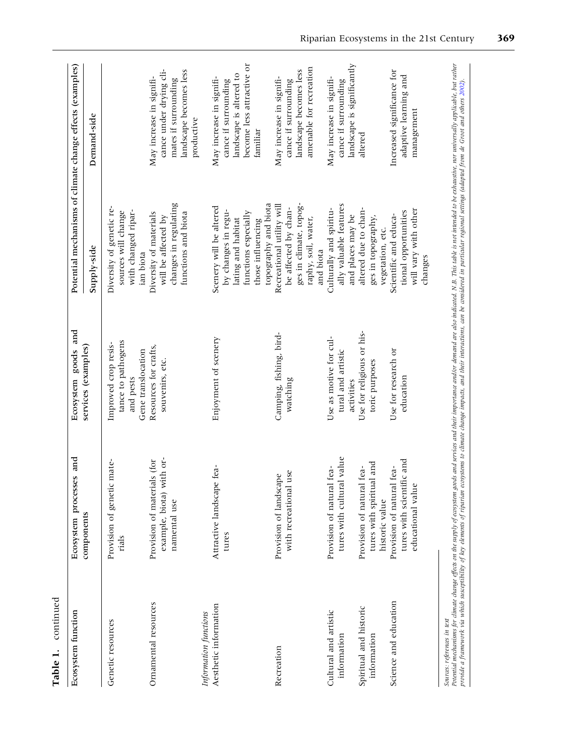**Table 1.** continued

| Ecosystem function | Ecosystem processes and components | Ecosystem goods and services (examples) | Potential mechanisms of climate change effects (examples) | |
|---|---|---|---|---|
| | | | Supply-side | Demand-side |
| Genetic resources | Provision of genetic materials | Improved crop resistance to pathogens and pests<br>Gene translocation | Diversity of genetic resources will change with changed riparian biota | |
| Ornamental resources | Provision of materials (for example, biota) with ornamental use | Resources for crafts, souvenirs, etc. | Diversity of materials will be affected by changes in regulating functions and biota | May increase in significance under drying climates if surrounding landscape becomes less productive |
| *Information functions* | | | | |
| Aesthetic information | Attractive landscape features | Enjoyment of scenery | Scenery will be altered by changes in regulating and habitat functions especially those influencing topography and biota | May increase in significance if surrounding landscape is altered to become less attractive or familiar |
| Recreation | Provision of landscape with recreational use | Camping, fishing, birdwatching | Recreational utility will be affected by changes in climate, topography, soil, water, and biota | May increase in significance if surrounding landscape becomes less amenable for recreation |
| Cultural and artistic information | Provision of natural features with cultural value | Use as motive for cultural and artistic activities | Culturally and spiritually valuable features and places may be altered due to changes in topography, vegetation, etc. | May increase in significance if surrounding landscape is significantly altered |
| Spiritual and historic information | Provision of natural features with spiritual and historic value | Use for religious or historic purposes | | |
| Science and education | Provision of natural features with scientific and educational value | Use for research or education | Scientific and educational opportunities will vary with other changes | Increased significance for adaptive learning and management |

*Sources: references in text*
*Potential mechanisms for climate change effects on the supply of ecosystem goods and services and their importance and/or demand are also indicated. N.B. This table is not intended to be exhaustive, nor universally applicable, but rather provide a framework via which susceptibility of key elements of riparian ecosystems to climate change impacts, and their interactions, can be considered in particular regional settings (adapted from de Groot and others 2002).*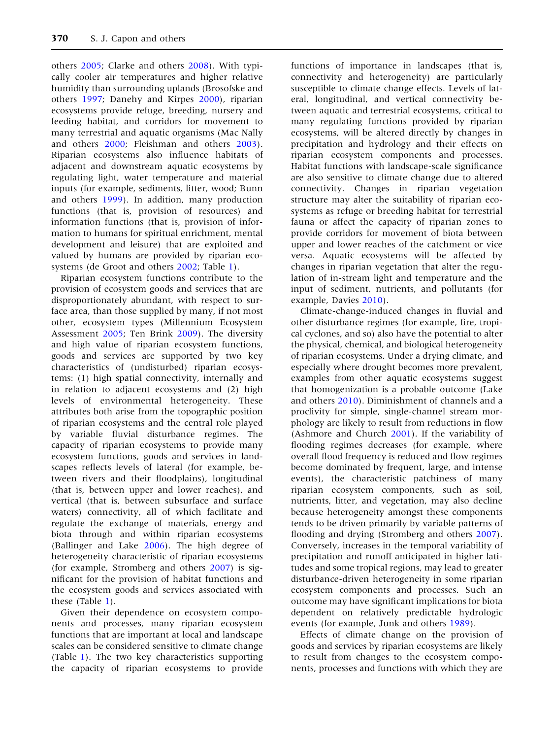others 2005; Clarke and others 2008). With typically cooler air temperatures and higher relative humidity than surrounding uplands (Brosofske and others 1997; Danehy and Kirpes 2000), riparian ecosystems provide refuge, breeding, nursery and feeding habitat, and corridors for movement to many terrestrial and aquatic organisms (Mac Nally and others 2000; Fleishman and others 2003). Riparian ecosystems also influence habitats of adjacent and downstream aquatic ecosystems by regulating light, water temperature and material inputs (for example, sediments, litter, wood; Bunn and others 1999). In addition, many production functions (that is, provision of resources) and information functions (that is, provision of information to humans for spiritual enrichment, mental development and leisure) that are exploited and valued by humans are provided by riparian ecosystems (de Groot and others 2002; Table 1).

Riparian ecosystem functions contribute to the provision of ecosystem goods and services that are disproportionately abundant, with respect to surface area, than those supplied by many, if not most other, ecosystem types (Millennium Ecosystem Assessment 2005; Ten Brink 2009). The diversity and high value of riparian ecosystem functions, goods and services are supported by two key characteristics of (undisturbed) riparian ecosystems: (1) high spatial connectivity, internally and in relation to adjacent ecosystems and (2) high levels of environmental heterogeneity. These attributes both arise from the topographic position of riparian ecosystems and the central role played by variable fluvial disturbance regimes. The capacity of riparian ecosystems to provide many ecosystem functions, goods and services in landscapes reflects levels of lateral (for example, between rivers and their floodplains), longitudinal (that is, between upper and lower reaches), and vertical (that is, between subsurface and surface waters) connectivity, all of which facilitate and regulate the exchange of materials, energy and biota through and within riparian ecosystems (Ballinger and Lake 2006). The high degree of heterogeneity characteristic of riparian ecosystems (for example, Stromberg and others 2007) is significant for the provision of habitat functions and the ecosystem goods and services associated with these (Table 1).

Given their dependence on ecosystem components and processes, many riparian ecosystem functions that are important at local and landscape scales can be considered sensitive to climate change (Table 1). The two key characteristics supporting the capacity of riparian ecosystems to provide functions of importance in landscapes (that is, connectivity and heterogeneity) are particularly susceptible to climate change effects. Levels of lateral, longitudinal, and vertical connectivity between aquatic and terrestrial ecosystems, critical to many regulating functions provided by riparian ecosystems, will be altered directly by changes in precipitation and hydrology and their effects on riparian ecosystem components and processes. Habitat functions with landscape-scale significance are also sensitive to climate change due to altered connectivity. Changes in riparian vegetation structure may alter the suitability of riparian ecosystems as refuge or breeding habitat for terrestrial fauna or affect the capacity of riparian zones to provide corridors for movement of biota between upper and lower reaches of the catchment or vice versa. Aquatic ecosystems will be affected by changes in riparian vegetation that alter the regulation of in-stream light and temperature and the input of sediment, nutrients, and pollutants (for example, Davies 2010).

Climate-change-induced changes in fluvial and other disturbance regimes (for example, fire, tropical cyclones, and so) also have the potential to alter the physical, chemical, and biological heterogeneity of riparian ecosystems. Under a drying climate, and especially where drought becomes more prevalent, examples from other aquatic ecosystems suggest that homogenization is a probable outcome (Lake and others 2010). Diminishment of channels and a proclivity for simple, single-channel stream morphology are likely to result from reductions in flow (Ashmore and Church 2001). If the variability of flooding regimes decreases (for example, where overall flood frequency is reduced and flow regimes become dominated by frequent, large, and intense events), the characteristic patchiness of many riparian ecosystem components, such as soil, nutrients, litter, and vegetation, may also decline because heterogeneity amongst these components tends to be driven primarily by variable patterns of flooding and drying (Stromberg and others 2007). Conversely, increases in the temporal variability of precipitation and runoff anticipated in higher latitudes and some tropical regions, may lead to greater disturbance-driven heterogeneity in some riparian ecosystem components and processes. Such an outcome may have significant implications for biota dependent on relatively predictable hydrologic events (for example, Junk and others 1989).

Effects of climate change on the provision of goods and services by riparian ecosystems are likely to result from changes to the ecosystem components, processes and functions with which they are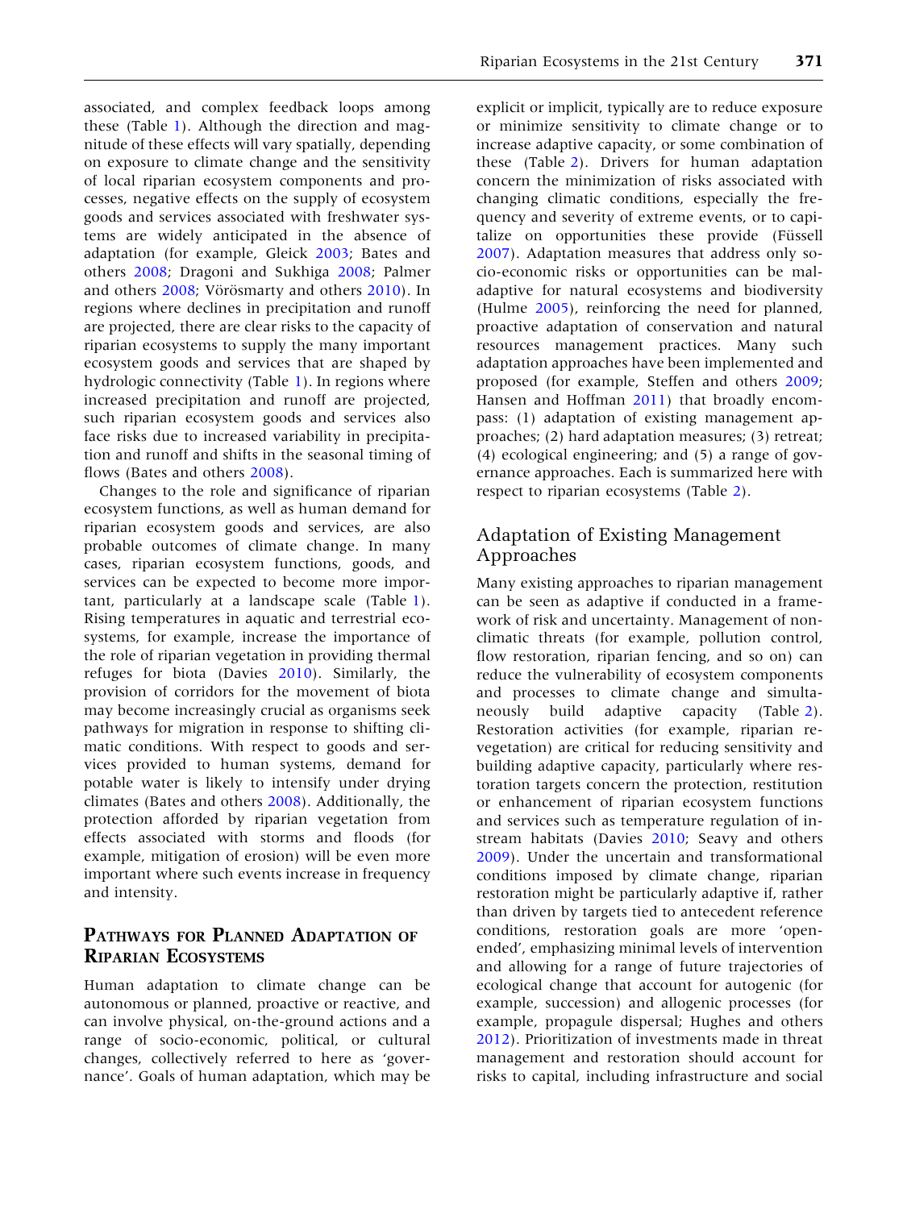associated, and complex feedback loops among these (Table 1). Although the direction and magnitude of these effects will vary spatially, depending on exposure to climate change and the sensitivity of local riparian ecosystem components and processes, negative effects on the supply of ecosystem goods and services associated with freshwater systems are widely anticipated in the absence of adaptation (for example, Gleick 2003; Bates and others 2008; Dragoni and Sukhiga 2008; Palmer and others 2008; Vörösmarty and others 2010). In regions where declines in precipitation and runoff are projected, there are clear risks to the capacity of riparian ecosystems to supply the many important ecosystem goods and services that are shaped by hydrologic connectivity (Table 1). In regions where increased precipitation and runoff are projected, such riparian ecosystem goods and services also face risks due to increased variability in precipitation and runoff and shifts in the seasonal timing of flows (Bates and others 2008).

Changes to the role and significance of riparian ecosystem functions, as well as human demand for riparian ecosystem goods and services, are also probable outcomes of climate change. In many cases, riparian ecosystem functions, goods, and services can be expected to become more important, particularly at a landscape scale (Table 1). Rising temperatures in aquatic and terrestrial ecosystems, for example, increase the importance of the role of riparian vegetation in providing thermal refuges for biota (Davies 2010). Similarly, the provision of corridors for the movement of biota may become increasingly crucial as organisms seek pathways for migration in response to shifting climatic conditions. With respect to goods and services provided to human systems, demand for potable water is likely to intensify under drying climates (Bates and others 2008). Additionally, the protection afforded by riparian vegetation from effects associated with storms and floods (for example, mitigation of erosion) will be even more important where such events increase in frequency and intensity.

## Pathways for Planned Adaptation of Riparian Ecosystems

Human adaptation to climate change can be autonomous or planned, proactive or reactive, and can involve physical, on-the-ground actions and a range of socio-economic, political, or cultural changes, collectively referred to here as 'governance'. Goals of human adaptation, which may be explicit or implicit, typically are to reduce exposure or minimize sensitivity to climate change or to increase adaptive capacity, or some combination of these (Table 2). Drivers for human adaptation concern the minimization of risks associated with changing climatic conditions, especially the frequency and severity of extreme events, or to capitalize on opportunities these provide (Füssell 2007). Adaptation measures that address only socio-economic risks or opportunities can be maladaptive for natural ecosystems and biodiversity (Hulme 2005), reinforcing the need for planned, proactive adaptation of conservation and natural resources management practices. Many such adaptation approaches have been implemented and proposed (for example, Steffen and others 2009; Hansen and Hoffman 2011) that broadly encompass: (1) adaptation of existing management approaches; (2) hard adaptation measures; (3) retreat; (4) ecological engineering; and (5) a range of governance approaches. Each is summarized here with respect to riparian ecosystems (Table 2).

### Adaptation of Existing Management Approaches

Many existing approaches to riparian management can be seen as adaptive if conducted in a framework of risk and uncertainty. Management of non-climatic threats (for example, pollution control, flow restoration, riparian fencing, and so on) can reduce the vulnerability of ecosystem components and processes to climate change and simultaneously build adaptive capacity (Table 2). Restoration activities (for example, riparian re-vegetation) are critical for reducing sensitivity and building adaptive capacity, particularly where restoration targets concern the protection, restitution or enhancement of riparian ecosystem functions and services such as temperature regulation of in-stream habitats (Davies 2010; Seavy and others 2009). Under the uncertain and transformational conditions imposed by climate change, riparian restoration might be particularly adaptive if, rather than driven by targets tied to antecedent reference conditions, restoration goals are more 'open-ended', emphasizing minimal levels of intervention and allowing for a range of future trajectories of ecological change that account for autogenic (for example, succession) and allogenic processes (for example, propagule dispersal; Hughes and others 2012). Prioritization of investments made in threat management and restoration should account for risks to capital, including infrastructure and social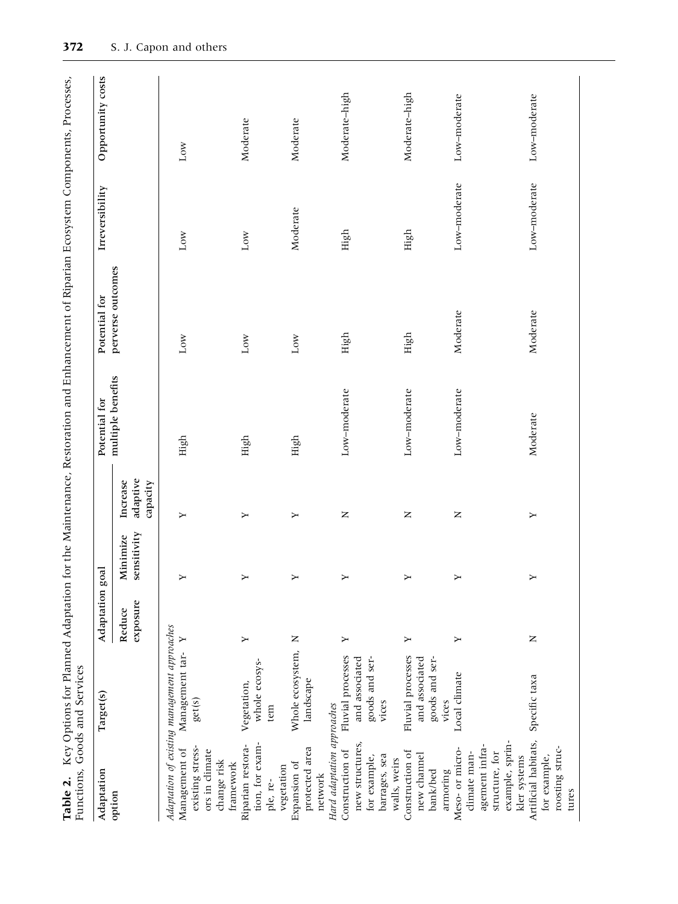**Table 2.** Key Options for Planned Adaptation for the Maintenance, Restoration and Enhancement of Riparian Ecosystem Components, Processes, Functions, Goods and Services

| Adaptation option | Target(s) | Adaptation goal | | | Potential for multiple benefits | Potential for perverse outcomes | Irreversibility | Opportunity costs |
|---|---|---|---|---|---|---|---|---|
| | | Reduce exposure | Minimize sensitivity | Increase adaptive capacity | | | | |
| *Adaptation of existing management approaches* | | | | | | | | |
| Management of existing stressors in climate change risk framework | Management target(s) | Y | Y | Y | High | Low | Low | Low |
| Riparian restoration, for example, re-vegetation | Vegetation, whole ecosystem | Y | Y | Y | High | Low | Low | Moderate |
| Expansion of protected area network | Whole ecosystem, landscape | N | Y | Y | High | Low | Moderate | Moderate |
| *Hard adaptation approaches* | | | | | | | | |
| Construction of new structures, for example, barrages, sea walls, weirs | Fluvial processes and associated goods and services | Y | Y | N | Low–moderate | High | High | Moderate–high |
| Construction of new channel bank/bed armoring | Fluvial processes and associated goods and services | Y | Y | N | Low–moderate | High | High | Moderate–high |
| Meso- or micro-climate management infrastructure, for example, sprinkler systems | Local climate | Y | Y | N | Low–moderate | Moderate | Low–moderate | Low–moderate |
| Artificial habitats, for example, roosting structures | Specific taxa | N | Y | Y | Moderate | Moderate | Low–moderate | Low–moderate |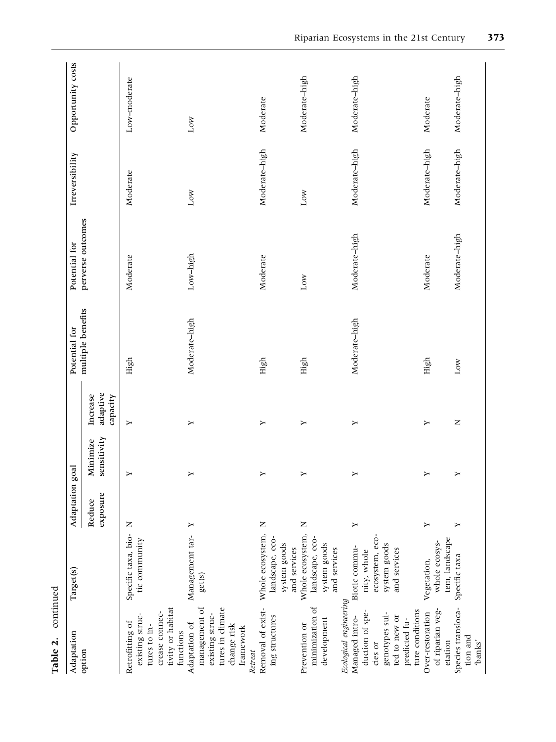**Table 2.** continued

| Adaptation option | Target(s) | Adaptation goal | | | Potential for multiple benefits | Potential for perverse outcomes | Irreversibility | Opportunity costs |
|---|---|---|---|---|---|---|---|---|
| | | Reduce exposure | Minimize sensitivity | Increase adaptive capacity | | | | |
| Retrofitting of existing structures to increase connectivity or habitat functions | Specific taxa, biotic community | N | Y | Y | High | Moderate | Moderate | Low–moderate |
| Adaptation of management of existing structures in climate change risk framework | Management target(s) | Y | Y | Y | Moderate–high | Low–high | Low | Low |
| *Retreat* | | | | | | | | |
| Removal of existing structures | Whole ecosystem, landscape, ecosystem goods and services | N | Y | Y | High | Moderate | Moderate–high | Moderate |
| Prevention or minimization of development | Whole ecosystem, landscape, ecosystem goods and services | N | Y | Y | High | Low | Low | Moderate–high |
| *Ecological engineering* | | | | | | | | |
| Managed introduction of species or genotypes suited to new or predicted future conditions | Biotic community, whole ecosystem, ecosystem goods and services | Y | Y | Y | Moderate–high | Moderate–high | Moderate–high | Moderate–high |
| Over-restoration of riparian vegetation | Vegetation, whole ecosystem, landscape | Y | Y | Y | High | Moderate | Moderate–high | Moderate |
| Species translocation and 'banks' | Specific taxa | Y | Y | N | Low | Moderate–high | Moderate–high | Moderate–high |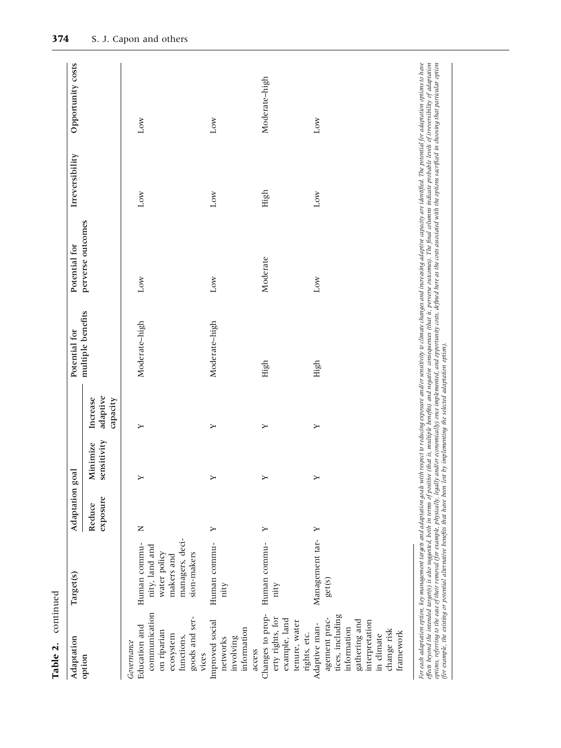**Table 2.** continued

| Adaptation option | Target(s) | Adaptation goal | | | Potential for multiple benefits | Potential for perverse outcomes | Irreversibility | Opportunity costs |
|---|---|---|---|---|---|---|---|---|
| | | Reduce exposure | Minimize sensitivity | Increase adaptive capacity | | | | |
| *Governance* | | | | | | | | |
| Education and communication on riparian ecosystem functions, goods and services | Human community, land and water policy makers and managers, decision-makers | N | Y | Y | Moderate–high | Low | Low | Low |
| Improved social networks involving information access | Human community | Y | Y | Y | Moderate–high | Low | Low | Low |
| Changes to property rights, for example, land tenure, water rights, etc. | Human community | Y | Y | Y | High | Moderate | High | Moderate–high |
| Adaptive management practices, including information gathering and interpretation in climate change risk framework | Management target(s) | Y | Y | Y | High | Low | Low | Low |

*For each adaptation option, key management targets and adaptation goals with respect to reducing exposure and/or sensitivity to climate changes and increasing adaptive capacity are identified. The potential for adaptation options to have effects beyond the intended target(s) is also suggested, both in terms of positive (that is, multiple benefits) and negative consequences (that is, perverse outcomes). The final columns indicate probable levels of irreversibility of adaptation options, referring to the ease of their removal (for example, physically, legally and/or economically) once implemented, and opportunity costs, defined here as the costs associated with the options sacrificed in choosing that particular option (for example, the existing or potential alternative benefits that have been lost by implementing the selected adaptation option).*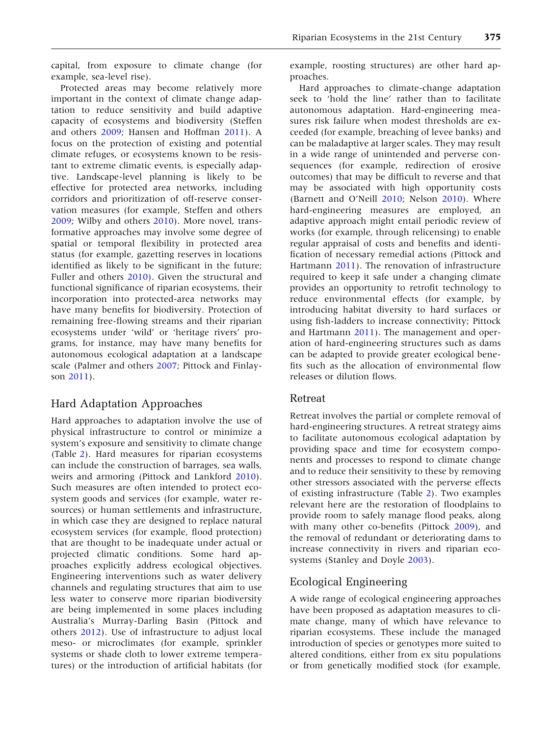capital, from exposure to climate change (for example, sea-level rise).

Protected areas may become relatively more important in the context of climate change adaptation to reduce sensitivity and build adaptive capacity of ecosystems and biodiversity (Steffen and others 2009; Hansen and Hoffman 2011). A focus on the protection of existing and potential climate refuges, or ecosystems known to be resistant to extreme climatic events, is especially adaptive. Landscape-level planning is likely to be effective for protected area networks, including corridors and prioritization of off-reserve conservation measures (for example, Steffen and others 2009; Wilby and others 2010). More novel, transformative approaches may involve some degree of spatial or temporal flexibility in protected area status (for example, gazetting reserves in locations identified as likely to be significant in the future; Fuller and others 2010). Given the structural and functional significance of riparian ecosystems, their incorporation into protected-area networks may have many benefits for biodiversity. Protection of remaining free-flowing streams and their riparian ecosystems under 'wild' or 'heritage rivers' programs, for instance, may have many benefits for autonomous ecological adaptation at a landscape scale (Palmer and others 2007; Pittock and Finlayson 2011).

## Hard Adaptation Approaches

Hard approaches to adaptation involve the use of physical infrastructure to control or minimize a system's exposure and sensitivity to climate change (Table 2). Hard measures for riparian ecosystems can include the construction of barrages, sea walls, weirs and armoring (Pittock and Lankford 2010). Such measures are often intended to protect ecosystem goods and services (for example, water resources) or human settlements and infrastructure, in which case they are designed to replace natural ecosystem services (for example, flood protection) that are thought to be inadequate under actual or projected climatic conditions. Some hard approaches explicitly address ecological objectives. Engineering interventions such as water delivery channels and regulating structures that aim to use less water to conserve more riparian biodiversity are being implemented in some places including Australia's Murray-Darling Basin (Pittock and others 2012). Use of infrastructure to adjust local meso- or microclimates (for example, sprinkler systems or shade cloth to lower extreme temperatures) or the introduction of artificial habitats (for example, roosting structures) are other hard approaches.

Hard approaches to climate-change adaptation seek to 'hold the line' rather than to facilitate autonomous adaptation. Hard-engineering measures risk failure when modest thresholds are exceeded (for example, breaching of levee banks) and can be maladaptive at larger scales. They may result in a wide range of unintended and perverse consequences (for example, redirection of erosive outcomes) that may be difficult to reverse and that may be associated with high opportunity costs (Barnett and O'Neill 2010; Nelson 2010). Where hard-engineering measures are employed, an adaptive approach might entail periodic review of works (for example, through relicensing) to enable regular appraisal of costs and benefits and identification of necessary remedial actions (Pittock and Hartmann 2011). The renovation of infrastructure required to keep it safe under a changing climate provides an opportunity to retrofit technology to reduce environmental effects (for example, by introducing habitat diversity to hard surfaces or using fish-ladders to increase connectivity; Pittock and Hartmann 2011). The management and operation of hard-engineering structures such as dams can be adapted to provide greater ecological benefits such as the allocation of environmental flow releases or dilution flows.

## Retreat

Retreat involves the partial or complete removal of hard-engineering structures. A retreat strategy aims to facilitate autonomous ecological adaptation by providing space and time for ecosystem components and processes to respond to climate change and to reduce their sensitivity to these by removing other stressors associated with the perverse effects of existing infrastructure (Table 2). Two examples relevant here are the restoration of floodplains to provide room to safely manage flood peaks, along with many other co-benefits (Pittock 2009), and the removal of redundant or deteriorating dams to increase connectivity in rivers and riparian ecosystems (Stanley and Doyle 2003).

## Ecological Engineering

A wide range of ecological engineering approaches have been proposed as adaptation measures to climate change, many of which have relevance to riparian ecosystems. These include the managed introduction of species or genotypes more suited to altered conditions, either from ex situ populations or from genetically modified stock (for example,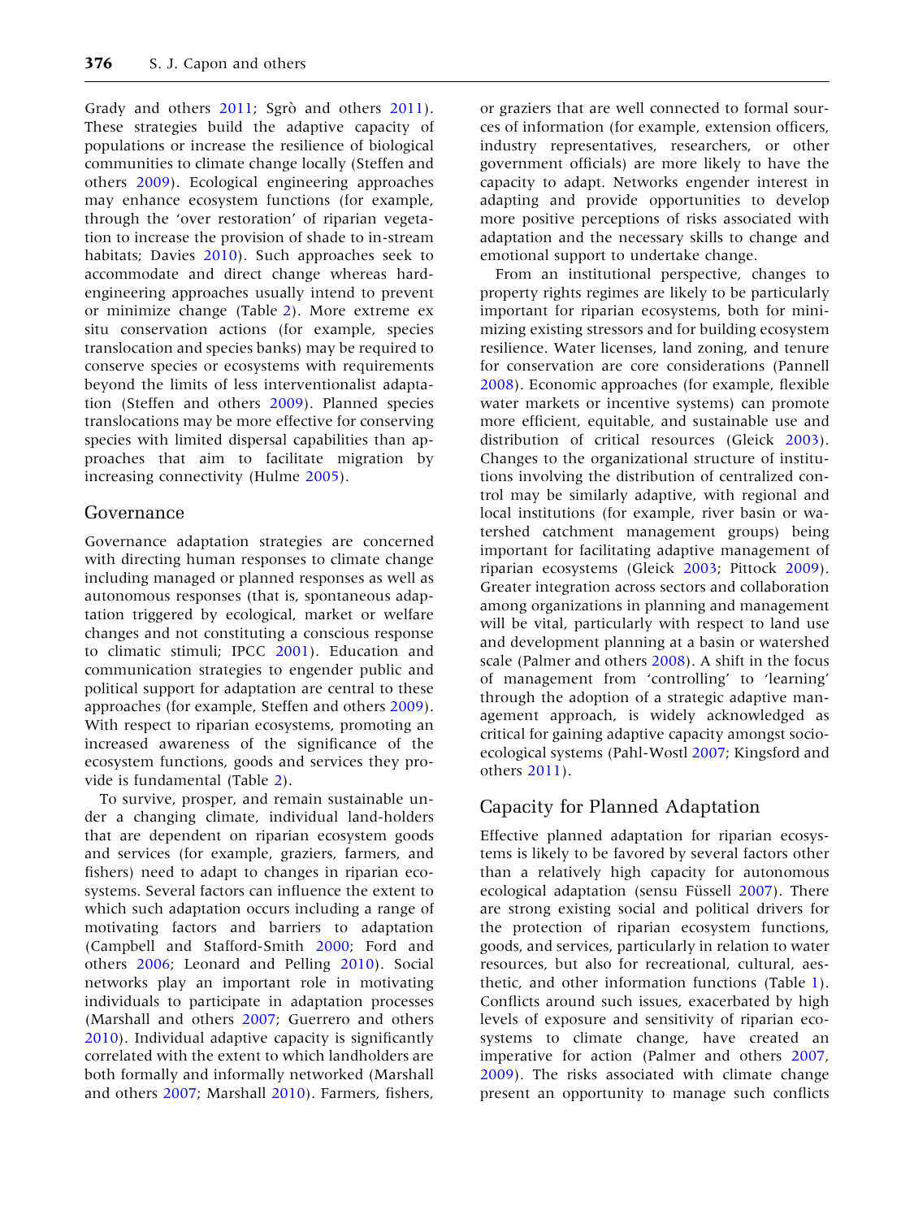Grady and others 2011; Sgrò and others 2011). These strategies build the adaptive capacity of populations or increase the resilience of biological communities to climate change locally (Steffen and others 2009). Ecological engineering approaches may enhance ecosystem functions (for example, through the 'over restoration' of riparian vegetation to increase the provision of shade to in-stream habitats; Davies 2010). Such approaches seek to accommodate and direct change whereas hard-engineering approaches usually intend to prevent or minimize change (Table 2). More extreme ex situ conservation actions (for example, species translocation and species banks) may be required to conserve species or ecosystems with requirements beyond the limits of less interventionalist adaptation (Steffen and others 2009). Planned species translocations may be more effective for conserving species with limited dispersal capabilities than approaches that aim to facilitate migration by increasing connectivity (Hulme 2005).

## Governance

Governance adaptation strategies are concerned with directing human responses to climate change including managed or planned responses as well as autonomous responses (that is, spontaneous adaptation triggered by ecological, market or welfare changes and not constituting a conscious response to climatic stimuli; IPCC 2001). Education and communication strategies to engender public and political support for adaptation are central to these approaches (for example, Steffen and others 2009). With respect to riparian ecosystems, promoting an increased awareness of the significance of the ecosystem functions, goods and services they provide is fundamental (Table 2).

To survive, prosper, and remain sustainable under a changing climate, individual land-holders that are dependent on riparian ecosystem goods and services (for example, graziers, farmers, and fishers) need to adapt to changes in riparian ecosystems. Several factors can influence the extent to which such adaptation occurs including a range of motivating factors and barriers to adaptation (Campbell and Stafford-Smith 2000; Ford and others 2006; Leonard and Pelling 2010). Social networks play an important role in motivating individuals to participate in adaptation processes (Marshall and others 2007; Guerrero and others 2010). Individual adaptive capacity is significantly correlated with the extent to which landholders are both formally and informally networked (Marshall and others 2007; Marshall 2010). Farmers, fishers, or graziers that are well connected to formal sources of information (for example, extension officers, industry representatives, researchers, or other government officials) are more likely to have the capacity to adapt. Networks engender interest in adapting and provide opportunities to develop more positive perceptions of risks associated with adaptation and the necessary skills to change and emotional support to undertake change.

From an institutional perspective, changes to property rights regimes are likely to be particularly important for riparian ecosystems, both for minimizing existing stressors and for building ecosystem resilience. Water licenses, land zoning, and tenure for conservation are core considerations (Pannell 2008). Economic approaches (for example, flexible water markets or incentive systems) can promote more efficient, equitable, and sustainable use and distribution of critical resources (Gleick 2003). Changes to the organizational structure of institutions involving the distribution of centralized control may be similarly adaptive, with regional and local institutions (for example, river basin or watershed catchment management groups) being important for facilitating adaptive management of riparian ecosystems (Gleick 2003; Pittock 2009). Greater integration across sectors and collaboration among organizations in planning and management will be vital, particularly with respect to land use and development planning at a basin or watershed scale (Palmer and others 2008). A shift in the focus of management from 'controlling' to 'learning' through the adoption of a strategic adaptive management approach, is widely acknowledged as critical for gaining adaptive capacity amongst socio-ecological systems (Pahl-Wostl 2007; Kingsford and others 2011).

## Capacity for Planned Adaptation

Effective planned adaptation for riparian ecosystems is likely to be favored by several factors other than a relatively high capacity for autonomous ecological adaptation (sensu Füssell 2007). There are strong existing social and political drivers for the protection of riparian ecosystem functions, goods, and services, particularly in relation to water resources, but also for recreational, cultural, aesthetic, and other information functions (Table 1). Conflicts around such issues, exacerbated by high levels of exposure and sensitivity of riparian ecosystems to climate change, have created an imperative for action (Palmer and others 2007, 2009). The risks associated with climate change present an opportunity to manage such conflicts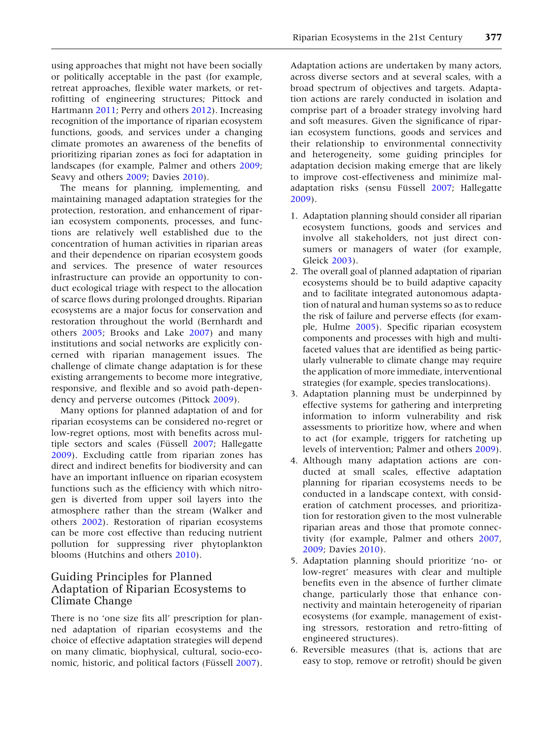using approaches that might not have been socially or politically acceptable in the past (for example, retreat approaches, flexible water markets, or retrofitting of engineering structures; Pittock and Hartmann 2011; Perry and others 2012). Increasing recognition of the importance of riparian ecosystem functions, goods, and services under a changing climate promotes an awareness of the benefits of prioritizing riparian zones as foci for adaptation in landscapes (for example, Palmer and others 2009; Seavy and others 2009; Davies 2010).

The means for planning, implementing, and maintaining managed adaptation strategies for the protection, restoration, and enhancement of riparian ecosystem components, processes, and functions are relatively well established due to the concentration of human activities in riparian areas and their dependence on riparian ecosystem goods and services. The presence of water resources infrastructure can provide an opportunity to conduct ecological triage with respect to the allocation of scarce flows during prolonged droughts. Riparian ecosystems are a major focus for conservation and restoration throughout the world (Bernhardt and others 2005; Brooks and Lake 2007) and many institutions and social networks are explicitly concerned with riparian management issues. The challenge of climate change adaptation is for these existing arrangements to become more integrative, responsive, and flexible and so avoid path-dependency and perverse outcomes (Pittock 2009).

Many options for planned adaptation of and for riparian ecosystems can be considered no-regret or low-regret options, most with benefits across multiple sectors and scales (Füssell 2007; Hallegatte 2009). Excluding cattle from riparian zones has direct and indirect benefits for biodiversity and can have an important influence on riparian ecosystem functions such as the efficiency with which nitrogen is diverted from upper soil layers into the atmosphere rather than the stream (Walker and others 2002). Restoration of riparian ecosystems can be more cost effective than reducing nutrient pollution for suppressing river phytoplankton blooms (Hutchins and others 2010).

## Guiding Principles for Planned Adaptation of Riparian Ecosystems to Climate Change

There is no 'one size fits all' prescription for planned adaptation of riparian ecosystems and the choice of effective adaptation strategies will depend on many climatic, biophysical, cultural, socio-economic, historic, and political factors (Füssell 2007). Adaptation actions are undertaken by many actors, across diverse sectors and at several scales, with a broad spectrum of objectives and targets. Adaptation actions are rarely conducted in isolation and comprise part of a broader strategy involving hard and soft measures. Given the significance of riparian ecosystem functions, goods and services and their relationship to environmental connectivity and heterogeneity, some guiding principles for adaptation decision making emerge that are likely to improve cost-effectiveness and minimize maladaptation risks (sensu Füssell 2007; Hallegatte 2009).

1. Adaptation planning should consider all riparian ecosystem functions, goods and services and involve all stakeholders, not just direct consumers or managers of water (for example, Gleick 2003).
2. The overall goal of planned adaptation of riparian ecosystems should be to build adaptive capacity and to facilitate integrated autonomous adaptation of natural and human systems so as to reduce the risk of failure and perverse effects (for example, Hulme 2005). Specific riparian ecosystem components and processes with high and multifaceted values that are identified as being particularly vulnerable to climate change may require the application of more immediate, interventional strategies (for example, species translocations).
3. Adaptation planning must be underpinned by effective systems for gathering and interpreting information to inform vulnerability and risk assessments to prioritize how, where and when to act (for example, triggers for ratcheting up levels of intervention; Palmer and others 2009).
4. Although many adaptation actions are conducted at small scales, effective adaptation planning for riparian ecosystems needs to be conducted in a landscape context, with consideration of catchment processes, and prioritization for restoration given to the most vulnerable riparian areas and those that promote connectivity (for example, Palmer and others 2007, 2009; Davies 2010).
5. Adaptation planning should prioritize 'no- or low-regret' measures with clear and multiple benefits even in the absence of further climate change, particularly those that enhance connectivity and maintain heterogeneity of riparian ecosystems (for example, management of existing stressors, restoration and retro-fitting of engineered structures).
6. Reversible measures (that is, actions that are easy to stop, remove or retrofit) should be given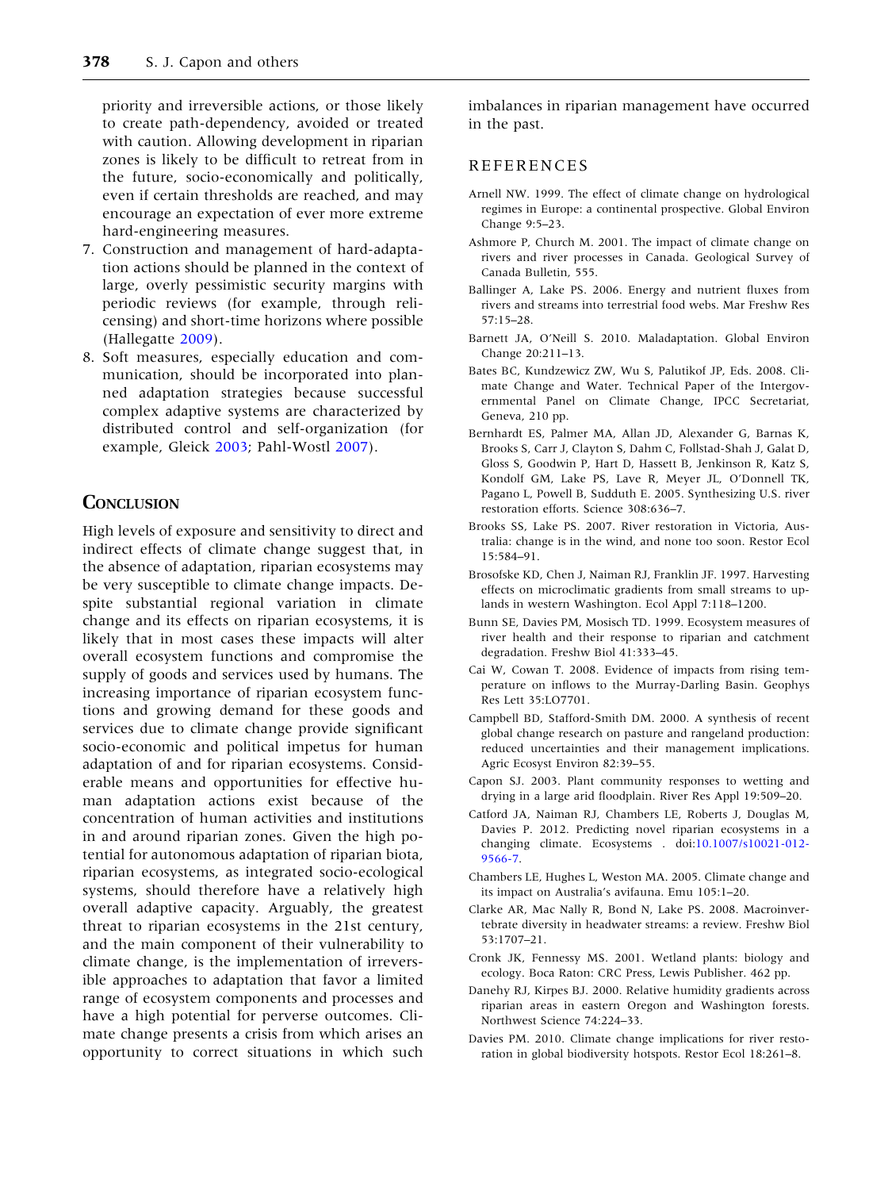priority and irreversible actions, or those likely to create path-dependency, avoided or treated with caution. Allowing development in riparian zones is likely to be difficult to retreat from in the future, socio-economically and politically, even if certain thresholds are reached, and may encourage an expectation of ever more extreme hard-engineering measures.

7. Construction and management of hard-adaptation actions should be planned in the context of large, overly pessimistic security margins with periodic reviews (for example, through relicensing) and short-time horizons where possible (Hallegatte 2009).
8. Soft measures, especially education and communication, should be incorporated into planned adaptation strategies because successful complex adaptive systems are characterized by distributed control and self-organization (for example, Gleick 2003; Pahl-Wostl 2007).

## Conclusion

High levels of exposure and sensitivity to direct and indirect effects of climate change suggest that, in the absence of adaptation, riparian ecosystems may be very susceptible to climate change impacts. Despite substantial regional variation in climate change and its effects on riparian ecosystems, it is likely that in most cases these impacts will alter overall ecosystem functions and compromise the supply of goods and services used by humans. The increasing importance of riparian ecosystem functions and growing demand for these goods and services due to climate change provide significant socio-economic and political impetus for human adaptation of and for riparian ecosystems. Considerable means and opportunities for effective human adaptation actions exist because of the concentration of human activities and institutions in and around riparian zones. Given the high potential for autonomous adaptation of riparian biota, riparian ecosystems, as integrated socio-ecological systems, should therefore have a relatively high overall adaptive capacity. Arguably, the greatest threat to riparian ecosystems in the 21st century, and the main component of their vulnerability to climate change, is the implementation of irreversible approaches to adaptation that favor a limited range of ecosystem components and processes and have a high potential for perverse outcomes. Climate change presents a crisis from which arises an opportunity to correct situations in which such imbalances in riparian management have occurred in the past.

## References

Arnell NW. 1999. The effect of climate change on hydrological regimes in Europe: a continental prospective. Global Environ Change 9:5–23.

Ashmore P, Church M. 2001. The impact of climate change on rivers and river processes in Canada. Geological Survey of Canada Bulletin, 555.

Ballinger A, Lake PS. 2006. Energy and nutrient fluxes from rivers and streams into terrestrial food webs. Mar Freshw Res 57:15–28.

Barnett JA, O'Neill S. 2010. Maladaptation. Global Environ Change 20:211–13.

Bates BC, Kundzewicz ZW, Wu S, Palutikof JP, Eds. 2008. Climate Change and Water. Technical Paper of the Intergovernmental Panel on Climate Change, IPCC Secretariat, Geneva, 210 pp.

Bernhardt ES, Palmer MA, Allan JD, Alexander G, Barnas K, Brooks S, Carr J, Clayton S, Dahm C, Follstad-Shah J, Galat D, Gloss S, Goodwin P, Hart D, Hassett B, Jenkinson R, Katz S, Kondolf GM, Lake PS, Lave R, Meyer JL, O'Donnell TK, Pagano L, Powell B, Sudduth E. 2005. Synthesizing U.S. river restoration efforts. Science 308:636–7.

Brooks SS, Lake PS. 2007. River restoration in Victoria, Australia: change is in the wind, and none too soon. Restor Ecol 15:584–91.

Brosofske KD, Chen J, Naiman RJ, Franklin JF. 1997. Harvesting effects on microclimatic gradients from small streams to uplands in western Washington. Ecol Appl 7:118–1200.

Bunn SE, Davies PM, Mosisch TD. 1999. Ecosystem measures of river health and their response to riparian and catchment degradation. Freshw Biol 41:333–45.

Cai W, Cowan T. 2008. Evidence of impacts from rising temperature on inflows to the Murray-Darling Basin. Geophys Res Lett 35:LO7701.

Campbell BD, Stafford-Smith DM. 2000. A synthesis of recent global change research on pasture and rangeland production: reduced uncertainties and their management implications. Agric Ecosyst Environ 82:39–55.

Capon SJ. 2003. Plant community responses to wetting and drying in a large arid floodplain. River Res Appl 19:509–20.

Catford JA, Naiman RJ, Chambers LE, Roberts J, Douglas M, Davies P. 2012. Predicting novel riparian ecosystems in a changing climate. Ecosystems . doi:10.1007/s10021-012-9566-7.

Chambers LE, Hughes L, Weston MA. 2005. Climate change and its impact on Australia's avifauna. Emu 105:1–20.

Clarke AR, Mac Nally R, Bond N, Lake PS. 2008. Macroinvertebrate diversity in headwater streams: a review. Freshw Biol 53:1707–21.

Cronk JK, Fennessy MS. 2001. Wetland plants: biology and ecology. Boca Raton: CRC Press, Lewis Publisher. 462 pp.

Danehy RJ, Kirpes BJ. 2000. Relative humidity gradients across riparian areas in eastern Oregon and Washington forests. Northwest Science 74:224–33.

Davies PM. 2010. Climate change implications for river restoration in global biodiversity hotspots. Restor Ecol 18:261–8.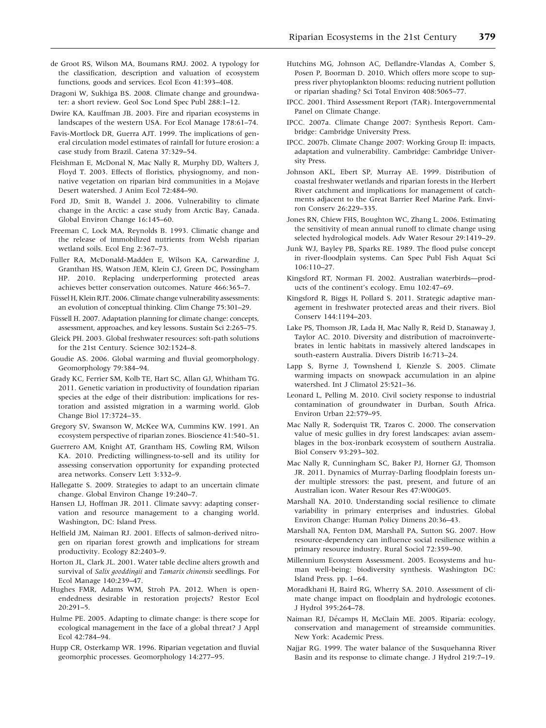de Groot RS, Wilson MA, Boumans RMJ. 2002. A typology for the classification, description and valuation of ecosystem functions, goods and services. Ecol Econ 41:393–408.

Dragoni W, Sukhiga BS. 2008. Climate change and groundwater: a short review. Geol Soc Lond Spec Publ 288:1–12.

Dwire KA, Kauffman JB. 2003. Fire and riparian ecosystems in landscapes of the western USA. For Ecol Manage 178:61–74.

Favis-Mortlock DR, Guerra AJT. 1999. The implications of general circulation model estimates of rainfall for future erosion: a case study from Brazil. Catena 37:329–54.

Fleishman E, McDonal N, Mac Nally R, Murphy DD, Walters J, Floyd T. 2003. Effects of floristics, physiognomy, and nonnative vegetation on riparian bird communities in a Mojave Desert watershed. J Anim Ecol 72:484–90.

Ford JD, Smit B, Wandel J. 2006. Vulnerability to climate change in the Arctic: a case study from Arctic Bay, Canada. Global Environ Change 16:145–60.

Freeman C, Lock MA, Reynolds B. 1993. Climatic change and the release of immobilized nutrients from Welsh riparian wetland soils. Ecol Eng 2:367–73.

Fuller RA, McDonald-Madden E, Wilson KA, Carwardine J, Granthan HS, Watson JEM, Klein CJ, Green DC, Possingham HP. 2010. Replacing underperforming protected areas achieves better conservation outcomes. Nature 466:365–7.

Füssel H, Klein RJT. 2006. Climate change vulnerability assessments: an evolution of conceptual thinking. Clim Change 75:301–29.

Füssel H. 2007. Adaptation planning for climate change: concepts, assessment, approaches, and key lessons. Sustain Sci 2:265–75.

Gleick PH. 2003. Global freshwater resources: soft-path solutions for the 21st Century. Science 302:1524–8.

Goudie AS. 2006. Global warming and fluvial geomorphology. Geomorphology 79:384–94.

Grady KC, Ferrier SM, Kolb TE, Hart SC, Allan GJ, Whitham TG. 2011. Genetic variation in productivity of foundation riparian species at the edge of their distribution: implications for restoration and assisted migration in a warming world. Glob Change Biol 17:3724–35.

Gregory SV, Swanson W, McKee WA, Cummins KW. 1991. An ecosystem perspective of riparian zones. Bioscience 41:540–51.

Guerrero AM, Knight AT, Grantham HS, Cowling RM, Wilson KA. 2010. Predicting willingness-to-sell and its utility for assessing conservation opportunity for expanding protected area networks. Conserv Lett 3:332–9.

Hallegatte S. 2009. Strategies to adapt to an uncertain climate change. Global Environ Change 19:240–7.

Hansen LJ, Hoffman JR. 2011. Climate savvy: adapting conservation and resource management to a changing world. Washington, DC: Island Press.

Helfield JM, Naiman RJ. 2001. Effects of salmon-derived nitrogen on riparian forest growth and implications for stream productivity. Ecology 82:2403–9.

Horton JL, Clark JL. 2001. Water table decline alters growth and survival of *Salix gooddingii* and *Tamarix chinensis* seedlings. For Ecol Manage 140:239–47.

Hughes FMR, Adams WM, Stroh PA. 2012. When is open-endedness desirable in restoration projects? Restor Ecol 20:291–5.

Hulme PE. 2005. Adapting to climate change: is there scope for ecological management in the face of a global threat? J Appl Ecol 42:784–94.

Hupp CR, Osterkamp WR. 1996. Riparian vegetation and fluvial geomorphic processes. Geomorphology 14:277–95.

Hutchins MG, Johnson AC, Deflandre-Vlandas A, Comber S, Posen P, Boorman D. 2010. Which offers more scope to suppress river phytoplankton blooms: reducing nutrient pollution or riparian shading? Sci Total Environ 408:5065–77.

IPCC. 2001. Third Assessment Report (TAR). Intergovernmental Panel on Climate Change.

IPCC. 2007a. Climate Change 2007: Synthesis Report. Cambridge: Cambridge University Press.

IPCC. 2007b. Climate Change 2007: Working Group II: impacts, adaptation and vulnerability. Cambridge: Cambridge University Press.

Johnson AKL, Ebert SP, Murray AE. 1999. Distribution of coastal freshwater wetlands and riparian forests in the Herbert River catchment and implications for management of catchments adjacent to the Great Barrier Reef Marine Park. Environ Conserv 26:229–335.

Jones RN, Chiew FHS, Boughton WC, Zhang L. 2006. Estimating the sensitivity of mean annual runoff to climate change using selected hydrological models. Adv Water Resour 29:1419–29.

Junk WJ, Bayley PB, Sparks RE. 1989. The flood pulse concept in river-floodplain systems. Can Spec Publ Fish Aquat Sci 106:110–27.

Kingsford RT, Norman FI. 2002. Australian waterbirds—products of the continent's ecology. Emu 102:47–69.

Kingsford R, Biggs H, Pollard S. 2011. Strategic adaptive management in freshwater protected areas and their rivers. Biol Conserv 144:1194–203.

Lake PS, Thomson JR, Lada H, Mac Nally R, Reid D, Stanaway J, Taylor AC. 2010. Diversity and distribution of macroinvertebrates in lentic habitats in massively altered landscapes in south-eastern Australia. Divers Distrib 16:713–24.

Lapp S, Byrne J, Townshend I, Kienzle S. 2005. Climate warming impacts on snowpack accumulation in an alpine watershed. Int J Climatol 25:521–36.

Leonard L, Pelling M. 2010. Civil society response to industrial contamination of groundwater in Durban, South Africa. Environ Urban 22:579–95.

Mac Nally R, Soderquist TR, Tzaros C. 2000. The conservation value of mesic gullies in dry forest landscapes: avian assemblages in the box-ironbark ecosystem of southern Australia. Biol Conserv 93:293–302.

Mac Nally R, Cunningham SC, Baker PJ, Horner GJ, Thomson JR. 2011. Dynamics of Murray-Darling floodplain forests under multiple stressors: the past, present, and future of an Australian icon. Water Resour Res 47:W00G05.

Marshall NA. 2010. Understanding social resilience to climate variability in primary enterprises and industries. Global Environ Change: Human Policy Dimens 20:36–43.

Marshall NA, Fenton DM, Marshall PA, Sutton SG. 2007. How resource-dependency can influence social resilience within a primary resource industry. Rural Sociol 72:359–90.

Millennium Ecosystem Assessment. 2005. Ecosystems and human well-being: biodiversity synthesis. Washington DC: Island Press. pp. 1–64.

Moradkhani H, Baird RG, Wherry SA. 2010. Assessment of climate change impact on floodplain and hydrologic ecotones. J Hydrol 395:264–78.

Naiman RJ, Décamps H, McClain ME. 2005. Riparia: ecology, conservation and management of streamside communities. New York: Academic Press.

Najjar RG. 1999. The water balance of the Susquehanna River Basin and its response to climate change. J Hydrol 219:7–19.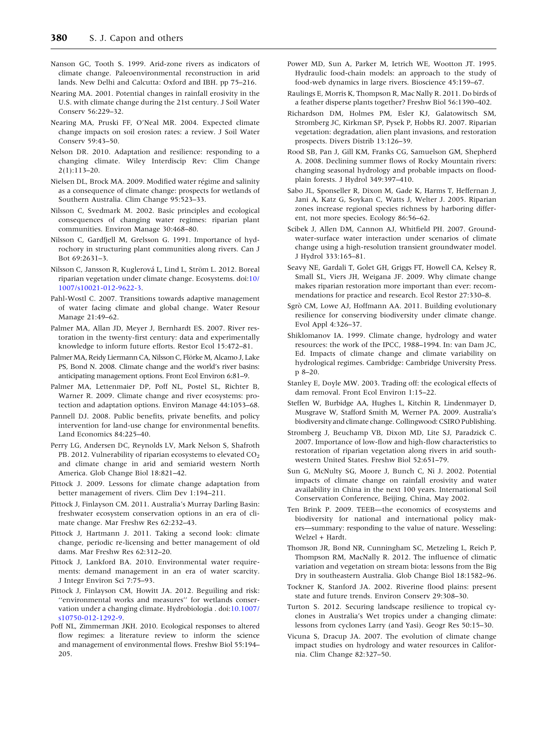Nanson GC, Tooth S. 1999. Arid-zone rivers as indicators of climate change. Paleoenvironmental reconstruction in arid lands. New Delhi and Calcutta: Oxford and IBH. pp 75–216.

Nearing MA. 2001. Potential changes in rainfall erosivity in the U.S. with climate change during the 21st century. J Soil Water Conserv 56:229–32.

Nearing MA, Pruski FF, O'Neal MR. 2004. Expected climate change impacts on soil erosion rates: a review. J Soil Water Conserv 59:43–50.

Nelson DR. 2010. Adaptation and resilience: responding to a changing climate. Wiley Interdiscip Rev: Clim Change 2(1):113–20.

Nielsen DL, Brock MA. 2009. Modified water régime and salinity as a consequence of climate change: prospects for wetlands of Southern Australia. Clim Change 95:523–33.

Nilsson C, Svedmark M. 2002. Basic principles and ecological consequences of changing water regimes: riparian plant communities. Environ Manage 30:468–80.

Nilsson C, Gardfjell M, Grelsson G. 1991. Importance of hydrochory in structuring plant communities along rivers. Can J Bot 69:2631–3.

Nilsson C, Jansson R, Kuglerová L, Lind L, Ström L. 2012. Boreal riparian vegetation under climate change. Ecosystems. doi:10/1007/s10021-012-9622-3.

Pahl-Wostl C. 2007. Transitions towards adaptive management of water facing climate and global change. Water Resour Manage 21:49–62.

Palmer MA, Allan JD, Meyer J, Bernhardt ES. 2007. River restoration in the twenty-first century: data and experimentally knowledge to inform future efforts. Restor Ecol 15:472–81.

Palmer MA, Reidy Liermann CA, Nilsson C, Flörke M, Alcamo J, Lake PS, Bond N. 2008. Climate change and the world's river basins: anticipating management options. Front Ecol Environ 6:81–9.

Palmer MA, Lettenmaier DP, Poff NL, Postel SL, Richter B, Warner R. 2009. Climate change and river ecosystems: protection and adaptation options. Environ Manage 44:1053–68.

Pannell DJ. 2008. Public benefits, private benefits, and policy intervention for land-use change for environmental benefits. Land Economics 84:225–40.

Perry LG, Andersen DC, Reynolds LV, Mark Nelson S, Shafroth PB. 2012. Vulnerability of riparian ecosystems to elevated $CO_2$ and climate change in arid and semiarid western North America. Glob Change Biol 18:821–42.

Pittock J. 2009. Lessons for climate change adaptation from better management of rivers. Clim Dev 1:194–211.

Pittock J, Finlayson CM. 2011. Australia's Murray Darling Basin: freshwater ecosystem conservation options in an era of climate change. Mar Freshw Res 62:232–43.

Pittock J, Hartmann J. 2011. Taking a second look: climate change, periodic re-licensing and better management of old dams. Mar Freshw Res 62:312–20.

Pittock J, Lankford BA. 2010. Environmental water requirements: demand management in an era of water scarcity. J Integr Environ Sci 7:75–93.

Pittock J, Finlayson CM, Howitt JA. 2012. Beguiling and risk: ''environmental works and measures'' for wetlands conservation under a changing climate. Hydrobiologia . doi:10.1007/s10750-012-1292-9.

Poff NL, Zimmerman JKH. 2010. Ecological responses to altered flow regimes: a literature review to inform the science and management of environmental flows. Freshw Biol 55:194–205.

Power MD, Sun A, Parker M, Ietrich WE, Wootton JT. 1995. Hydraulic food-chain models: an approach to the study of food-web dynamics in large rivers. Bioscience 45:159–67.

Raulings E, Morris K, Thompson R, Mac Nally R. 2011. Do birds of a feather disperse plants together? Freshw Biol 56:1390–402.

Richardson DM, Holmes PM, Esler KJ, Galatowitsch SM, Stromberg JC, Kirkman SP, Pysek P, Hobbs RJ. 2007. Riparian vegetation: degradation, alien plant invasions, and restoration prospects. Divers Distrib 13:126–39.

Rood SB, Pan J, Gill KM, Franks CG, Samuelson GM, Shepherd A. 2008. Declining summer flows of Rocky Mountain rivers: changing seasonal hydrology and probable impacts on floodplain forests. J Hydrol 349:397–410.

Sabo JL, Sponseller R, Dixon M, Gade K, Harms T, Heffernan J, Jani A, Katz G, Soykan C, Watts J, Welter J. 2005. Riparian zones increase regional species richness by harboring different, not more species. Ecology 86:56–62.

Scibek J, Allen DM, Cannon AJ, Whitfield PH. 2007. Groundwater-surface water interaction under scenarios of climate change using a high-resolution transient groundwater model. J Hydrol 333:165–81.

Seavy NE, Gardali T, Golet GH, Griggs FT, Howell CA, Kelsey R, Small SL, Viers JH, Weigana JF. 2009. Why climate change makes riparian restoration more important than ever: recommendations for practice and research. Ecol Restor 27:330–8.

Sgrò CM, Lowe AJ, Hoffmann AA. 2011. Building evolutionary resilience for conserving biodiversity under climate change. Evol Appl 4:326–37.

Shiklomanov IA. 1999. Climate change, hydrology and water resources: the work of the IPCC, 1988–1994. In: van Dam JC, Ed. Impacts of climate change and climate variability on hydrological regimes. Cambridge: Cambridge University Press. p 8–20.

Stanley E, Doyle MW. 2003. Trading off: the ecological effects of dam removal. Front Ecol Environ 1:15–22.

Steffen W, Burbidge AA, Hughes L, Kitchin R, Lindenmayer D, Musgrave W, Stafford Smith M, Werner PA. 2009. Australia's biodiversity and climate change. Collingwood: CSIRO Publishing.

Stromberg J, Beuchamp VB, Dixon MD, Lite SJ, Paradzick C. 2007. Importance of low-flow and high-flow characteristics to restoration of riparian vegetation along rivers in arid southwestern United States. Freshw Biol 52:651–79.

Sun G, McNulty SG, Moore J, Bunch C, Ni J. 2002. Potential impacts of climate change on rainfall erosivity and water availability in China in the next 100 years. International Soil Conservation Conference, Beijing, China, May 2002.

Ten Brink P. 2009. TEEB—the economics of ecosystems and biodiversity for national and international policy makers—summary: responding to the value of nature. Wesseling: Welzel + Hardt.

Thomson JR, Bond NR, Cunningham SC, Metzeling L, Reich P, Thompson RM, MacNally R. 2012. The influence of climatic variation and vegetation on stream biota: lessons from the Big Dry in southeastern Australia. Glob Change Biol 18:1582–96.

Tockner K, Stanford JA. 2002. Riverine flood plains: present state and future trends. Environ Conserv 29:308–30.

Turton S. 2012. Securing landscape resilience to tropical cyclones in Australia's Wet tropics under a changing climate: lessons from cyclones Larry (and Yasi). Geogr Res 50:15–30.

Vicuna S, Dracup JA. 2007. The evolution of climate change impact studies on hydrology and water resources in California. Clim Change 82:327–50.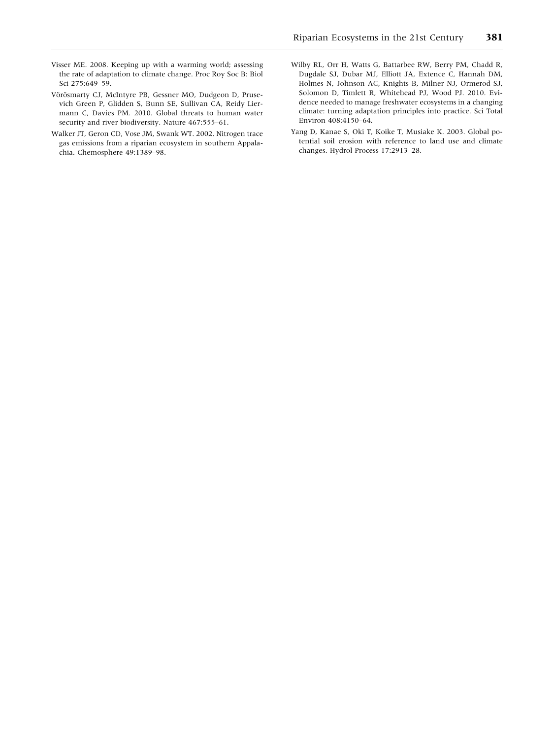Visser ME. 2008. Keeping up with a warming world; assessing the rate of adaptation to climate change. Proc Roy Soc B: Biol Sci 275:649–59.

Vörösmarty CJ, McIntyre PB, Gessner MO, Dudgeon D, Prusevich Green P, Glidden S, Bunn SE, Sullivan CA, Reidy Liermann C, Davies PM. 2010. Global threats to human water security and river biodiversity. Nature 467:555–61.

Walker JT, Geron CD, Vose JM, Swank WT. 2002. Nitrogen trace gas emissions from a riparian ecosystem in southern Appalachia. Chemosphere 49:1389–98.

Wilby RL, Orr H, Watts G, Battarbee RW, Berry PM, Chadd R, Dugdale SJ, Dubar MJ, Elliott JA, Extence C, Hannah DM, Holmes N, Johnson AC, Knights B, Milner NJ, Ormerod SJ, Solomon D, Timlett R, Whitehead PJ, Wood PJ. 2010. Evidence needed to manage freshwater ecosystems in a changing climate: turning adaptation principles into practice. Sci Total Environ 408:4150–64.

Yang D, Kanae S, Oki T, Koike T, Musiake K. 2003. Global potential soil erosion with reference to land use and climate changes. Hydrol Process 17:2913–28.